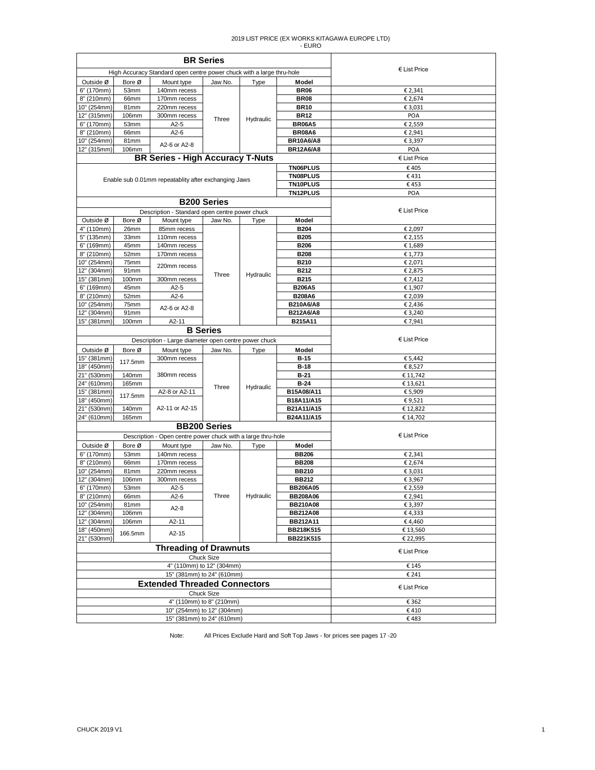2019 LIST PRICE (EX WORKS KITAGAWA EUROPE LTD) - EURO

## BR Series

High Accuracy Standard open centre power chuck with a large thru-hole

| Outside Ø | Bore Ø | Mount type | Jaw No. | Type | Model | € List Price |
|---|---|---|---|---|---|---|
| 6" (170mm) | 53mm | 140mm recess | Three | Hydraulic | BR06 | € 2,341 |
| 8" (210mm) | 66mm | 170mm recess | | | BR08 | € 2,674 |
| 10" (254mm) | 81mm | 220mm recess | | | BR10 | € 3,031 |
| 12" (315mm) | 106mm | 300mm recess | | | BR12 | POA |
| 6" (170mm) | 53mm | A2-5 | | | BR06A5 | € 2,559 |
| 8" (210mm) | 66mm | A2-6 | | | BR08A6 | € 2,941 |
| 10" (254mm) | 81mm | A2-6 or A2-8 | | | BR10A6/A8 | € 3,397 |
| 12" (315mm) | 106mm | | | | BR12A6/A8 | POA |

## BR Series - High Accuracy T-Nuts

| Description | Model | € List Price |
|---|---|---|
| Enable sub 0.01mm repeatablity after exchanging Jaws | TN06PLUS | € 405 |
| | TN08PLUS | € 431 |
| | TN10PLUS | € 453 |
| | TN12PLUS | POA |

## B200 Series

Description - Standard open centre power chuck

| Outside Ø | Bore Ø | Mount type | Jaw No. | Type | Model | € List Price |
|---|---|---|---|---|---|---|
| 4" (110mm) | 26mm | 85mm recess | Three | Hydraulic | B204 | € 2,097 |
| 5" (135mm) | 33mm | 110mm recess | | | B205 | € 2,155 |
| 6" (169mm) | 45mm | 140mm recess | | | B206 | € 1,689 |
| 8" (210mm) | 52mm | 170mm recess | | | B208 | € 1,773 |
| 10" (254mm) | 75mm | 220mm recess | | | B210 | € 2,071 |
| 12" (304mm) | 91mm | | | | B212 | € 2,875 |
| 15" (381mm) | 100mm | 300mm recess | | | B215 | € 7,412 |
| 6" (169mm) | 45mm | A2-5 | | | B206A5 | € 1,907 |
| 8" (210mm) | 52mm | A2-6 | | | B208A6 | € 2,039 |
| 10" (254mm) | 75mm | A2-6 or A2-8 | | | B210A6/A8 | € 2,436 |
| 12" (304mm) | 91mm | | | | B212A6/A8 | € 3,240 |
| 15" (381mm) | 100mm | A2-11 | | | B215A11 | € 7,941 |

## B Series

Description - Large diameter open centre power chuck

| Outside Ø | Bore Ø | Mount type | Jaw No. | Type | Model | € List Price |
|---|---|---|---|---|---|---|
| 15" (381mm) | 117.5mm | 300mm recess | Three | Hydraulic | B-15 | € 5,442 |
| 18" (450mm) | | 380mm recess | | | B-18 | € 8,527 |
| 21" (530mm) | 140mm | | | | B-21 | € 11,742 |
| 24" (610mm) | 165mm | | | | B-24 | € 13,621 |
| 15" (381mm) | 117.5mm | A2-8 or A2-11 | | | B15A08/A11 | € 5,909 |
| 18" (450mm) | | A2-11 or A2-15 | | | B18A11/A15 | € 9,521 |
| 21" (530mm) | 140mm | | | | B21A11/A15 | € 12,822 |
| 24" (610mm) | 165mm | | | | B24A11/A15 | € 14,702 |

## BB200 Series

Description - Open centre power chuck with a large thru-hole

| Outside Ø | Bore Ø | Mount type | Jaw No. | Type | Model | € List Price |
|---|---|---|---|---|---|---|
| 6" (170mm) | 53mm | 140mm recess | Three | Hydraulic | BB206 | € 2,341 |
| 8" (210mm) | 66mm | 170mm recess | | | BB208 | € 2,674 |
| 10" (254mm) | 81mm | 220mm recess | | | BB210 | € 3,031 |
| 12" (304mm) | 106mm | 300mm recess | | | BB212 | € 3,967 |
| 6" (170mm) | 53mm | A2-5 | | | BB206A05 | € 2,559 |
| 8" (210mm) | 66mm | A2-6 | | | BB208A06 | € 2,941 |
| 10" (254mm) | 81mm | A2-8 | | | BB210A08 | € 3,397 |
| 12" (304mm) | 106mm | | | | BB212A08 | € 4,333 |
| 12" (304mm) | 106mm | A2-11 | | | BB212A11 | € 4,460 |
| 18" (450mm) | 166.5mm | A2-15 | | | BB218K515 | € 13,560 |
| 21" (530mm) | | | | | BB221K515 | € 22,995 |

## Threading of Drawnuts

| Chuck Size | € List Price |
|---|---|
| 4" (110mm) to 12" (304mm) | € 145 |
| 15" (381mm) to 24" (610mm) | € 241 |

## Extended Threaded Connectors

| Chuck Size | € List Price |
|---|---|
| 4" (110mm) to 8" (210mm) | € 362 |
| 10" (254mm) to 12" (304mm) | € 410 |
| 15" (381mm) to 24" (610mm) | € 483 |

Note: All Prices Exclude Hard and Soft Top Jaws - for prices see pages 17 -20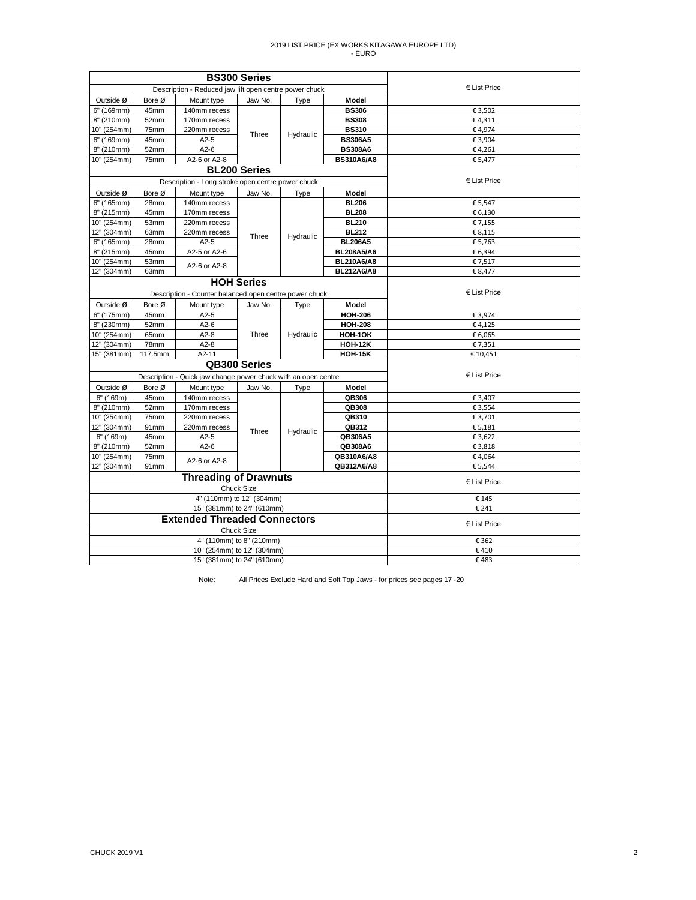2019 LIST PRICE (EX WORKS KITAGAWA EUROPE LTD) - EURO

## BS300 Series

Description - Reduced jaw lift open centre power chuck

| Outside Ø | Bore Ø | Mount type | Jaw No. | Type | Model | € List Price |
|---|---|---|---|---|---|---|
| 6" (169mm) | 45mm | 140mm recess | Three | Hydraulic | **BS306** | € 3,502 |
| 8" (210mm) | 52mm | 170mm recess | | | **BS308** | € 4,311 |
| 10" (254mm) | 75mm | 220mm recess | | | **BS310** | € 4,974 |
| 6" (169mm) | 45mm | A2-5 | | | **BS306A5** | € 3,904 |
| 8" (210mm) | 52mm | A2-6 | | | **BS308A6** | € 4,261 |
| 10" (254mm) | 75mm | A2-6 or A2-8 | | | **BS310A6/A8** | € 5,477 |

## BL200 Series

Description - Long stroke open centre power chuck

| Outside Ø | Bore Ø | Mount type | Jaw No. | Type | Model | € List Price |
|---|---|---|---|---|---|---|
| 6" (165mm) | 28mm | 140mm recess | Three | Hydraulic | **BL206** | € 5,547 |
| 8" (215mm) | 45mm | 170mm recess | | | **BL208** | € 6,130 |
| 10" (254mm) | 53mm | 220mm recess | | | **BL210** | € 7,155 |
| 12" (304mm) | 63mm | 220mm recess | | | **BL212** | € 8,115 |
| 6" (165mm) | 28mm | A2-5 | | | **BL206A5** | € 5,763 |
| 8" (215mm) | 45mm | A2-5 or A2-6 | | | **BL208A5/A6** | € 6,394 |
| 10" (254mm) | 53mm | A2-6 or A2-8 | | | **BL210A6/A8** | € 7,517 |
| 12" (304mm) | 63mm | | | | **BL212A6/A8** | € 8,477 |

## HOH Series

Description - Counter balanced open centre power chuck

| Outside Ø | Bore Ø | Mount type | Jaw No. | Type | Model | € List Price |
|---|---|---|---|---|---|---|
| 6" (175mm) | 45mm | A2-5 | Three | Hydraulic | **HOH-206** | € 3,974 |
| 8" (230mm) | 52mm | A2-6 | | | **HOH-208** | € 4,125 |
| 10" (254mm) | 65mm | A2-8 | | | **HOH-1OK** | € 6,065 |
| 12" (304mm) | 78mm | A2-8 | | | **HOH-12K** | € 7,351 |
| 15" (381mm) | 117.5mm | A2-11 | | | **HOH-15K** | € 10,451 |

## QB300 Series

Description - Quick jaw change power chuck with an open centre

| Outside Ø | Bore Ø | Mount type | Jaw No. | Type | Model | € List Price |
|---|---|---|---|---|---|---|
| 6" (169m) | 45mm | 140mm recess | Three | Hydraulic | **QB306** | € 3,407 |
| 8" (210mm) | 52mm | 170mm recess | | | **QB308** | € 3,554 |
| 10" (254mm) | 75mm | 220mm recess | | | **QB310** | € 3,701 |
| 12" (304mm) | 91mm | 220mm recess | | | **QB312** | € 5,181 |
| 6" (169m) | 45mm | A2-5 | | | **QB306A5** | € 3,622 |
| 8" (210mm) | 52mm | A2-6 | | | **QB308A6** | € 3,818 |
| 10" (254mm) | 75mm | A2-6 or A2-8 | | | **QB310A6/A8** | € 4,064 |
| 12" (304mm) | 91mm | | | | **QB312A6/A8** | € 5,544 |

## Threading of Drawnuts

| Chuck Size | € List Price |
|---|---|
| 4" (110mm) to 12" (304mm) | € 145 |
| 15" (381mm) to 24" (610mm) | € 241 |

## Extended Threaded Connectors

| Chuck Size | € List Price |
|---|---|
| 4" (110mm) to 8" (210mm) | € 362 |
| 10" (254mm) to 12" (304mm) | € 410 |
| 15" (381mm) to 24" (610mm) | € 483 |

Note: All Prices Exclude Hard and Soft Top Jaws - for prices see pages 17 -20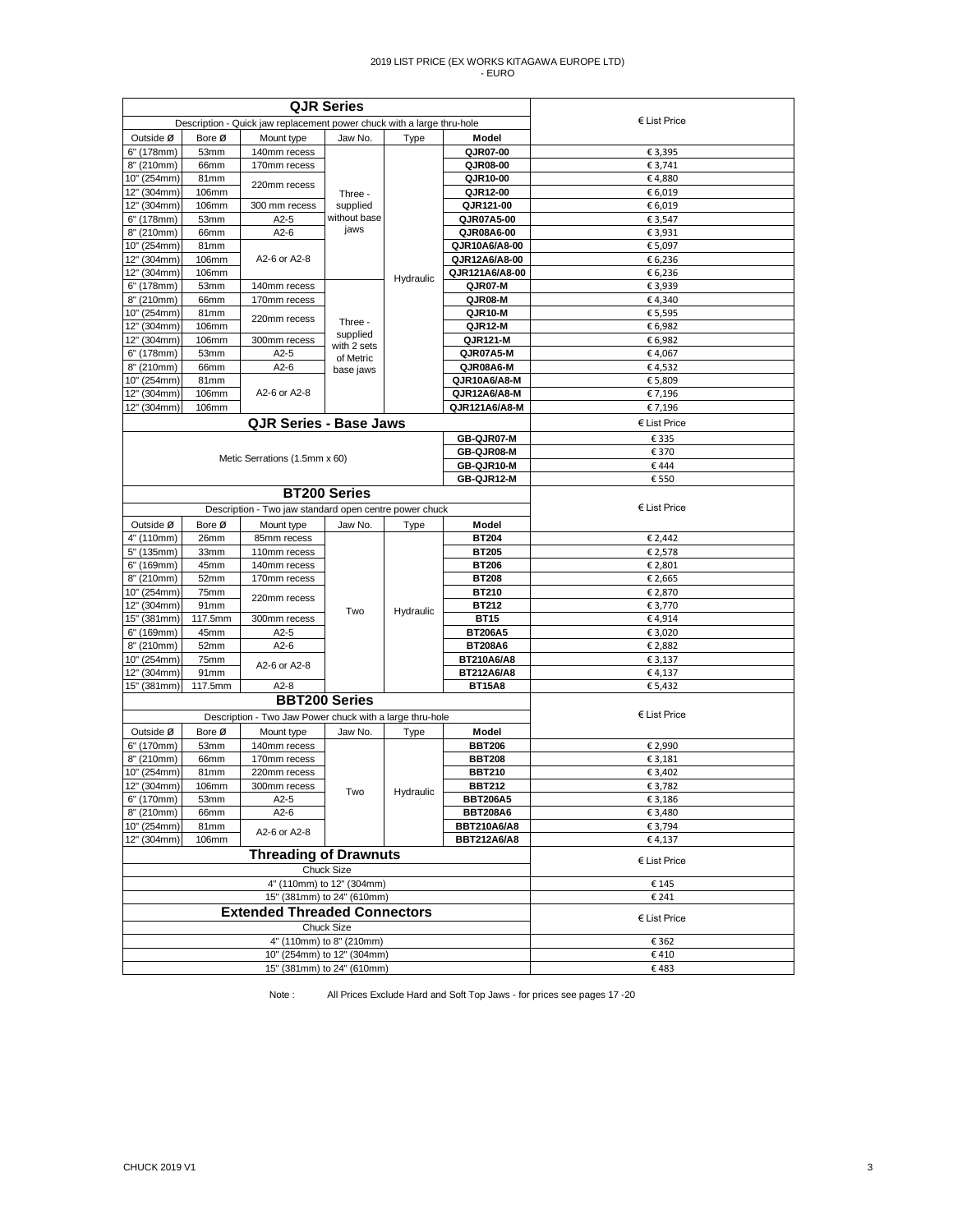2019 LIST PRICE (EX WORKS KITAGAWA EUROPE LTD) - EURO

## QJR Series

Description - Quick jaw replacement power chuck with a large thru-hole

| Outside Ø | Bore Ø | Mount type | Jaw No. | Type | Model | € List Price |
|---|---|---|---|---|---|---|
| 6" (178mm) | 53mm | 140mm recess | Three - supplied without base jaws | Hydraulic | QJR07-00 | € 3,395 |
| 8" (210mm) | 66mm | 170mm recess | | | QJR08-00 | € 3,741 |
| 10" (254mm) | 81mm | 220mm recess | | | QJR10-00 | € 4,880 |
| 12" (304mm) | 106mm | | | | QJR12-00 | € 6,019 |
| 12" (304mm) | 106mm | 300 mm recess | | | QJR121-00 | € 6,019 |
| 6" (178mm) | 53mm | A2-5 | | | QJR07A5-00 | € 3,547 |
| 8" (210mm) | 66mm | A2-6 | | | QJR08A6-00 | € 3,931 |
| 10" (254mm) | 81mm | A2-6 or A2-8 | | | QJR10A6/A8-00 | € 5,097 |
| 12" (304mm) | 106mm | | | | QJR12A6/A8-00 | € 6,236 |
| 12" (304mm) | 106mm | | | | QJR121A6/A8-00 | € 6,236 |
| 6" (178mm) | 53mm | 140mm recess | Three - supplied with 2 sets of Metric base jaws | | QJR07-M | € 3,939 |
| 8" (210mm) | 66mm | 170mm recess | | | QJR08-M | € 4,340 |
| 10" (254mm) | 81mm | 220mm recess | | | QJR10-M | € 5,595 |
| 12" (304mm) | 106mm | | | | QJR12-M | € 6,982 |
| 12" (304mm) | 106mm | 300mm recess | | | QJR121-M | € 6,982 |
| 6" (178mm) | 53mm | A2-5 | | | QJR07A5-M | € 4,067 |
| 8" (210mm) | 66mm | A2-6 | | | QJR08A6-M | € 4,532 |
| 10" (254mm) | 81mm | A2-6 or A2-8 | | | QJR10A6/A8-M | € 5,809 |
| 12" (304mm) | 106mm | | | | QJR12A6/A8-M | € 7,196 |
| 12" (304mm) | 106mm | | | | QJR121A6/A8-M | € 7,196 |

## QJR Series - Base Jaws

| Description | Model | € List Price |
|---|---|---|
| Metic Serrations (1.5mm x 60) | GB-QJR07-M | € 335 |
| | GB-QJR08-M | € 370 |
| | GB-QJR10-M | € 444 |
| | GB-QJR12-M | € 550 |

## BT200 Series

Description - Two jaw standard open centre power chuck

| Outside Ø | Bore Ø | Mount type | Jaw No. | Type | Model | € List Price |
|---|---|---|---|---|---|---|
| 4" (110mm) | 26mm | 85mm recess | Two | Hydraulic | BT204 | € 2,442 |
| 5" (135mm) | 33mm | 110mm recess | | | BT205 | € 2,578 |
| 6" (169mm) | 45mm | 140mm recess | | | BT206 | € 2,801 |
| 8" (210mm) | 52mm | 170mm recess | | | BT208 | € 2,665 |
| 10" (254mm) | 75mm | 220mm recess | | | BT210 | € 2,870 |
| 12" (304mm) | 91mm | | | | BT212 | € 3,770 |
| 15" (381mm) | 117.5mm | 300mm recess | | | BT15 | € 4,914 |
| 6" (169mm) | 45mm | A2-5 | | | BT206A5 | € 3,020 |
| 8" (210mm) | 52mm | A2-6 | | | BT208A6 | € 2,882 |
| 10" (254mm) | 75mm | A2-6 or A2-8 | | | BT210A6/A8 | € 3,137 |
| 12" (304mm) | 91mm | | | | BT212A6/A8 | € 4,137 |
| 15" (381mm) | 117.5mm | A2-8 | | | BT15A8 | € 5,432 |

## BBT200 Series

Description - Two Jaw Power chuck with a large thru-hole

| Outside Ø | Bore Ø | Mount type | Jaw No. | Type | Model | € List Price |
|---|---|---|---|---|---|---|
| 6" (170mm) | 53mm | 140mm recess | Two | Hydraulic | BBT206 | € 2,990 |
| 8" (210mm) | 66mm | 170mm recess | | | BBT208 | € 3,181 |
| 10" (254mm) | 81mm | 220mm recess | | | BBT210 | € 3,402 |
| 12" (304mm) | 106mm | 300mm recess | | | BBT212 | € 3,782 |
| 6" (170mm) | 53mm | A2-5 | | | BBT206A5 | € 3,186 |
| 8" (210mm) | 66mm | A2-6 | | | BBT208A6 | € 3,480 |
| 10" (254mm) | 81mm | A2-6 or A2-8 | | | BBT210A6/A8 | € 3,794 |
| 12" (304mm) | 106mm | | | | BBT212A6/A8 | € 4,137 |

## Threading of Drawnuts

| Chuck Size | € List Price |
|---|---|
| 4" (110mm) to 12" (304mm) | € 145 |
| 15" (381mm) to 24" (610mm) | € 241 |

## Extended Threaded Connectors

| Chuck Size | € List Price |
|---|---|
| 4" (110mm) to 8" (210mm) | € 362 |
| 10" (254mm) to 12" (304mm) | € 410 |
| 15" (381mm) to 24" (610mm) | € 483 |

Note : All Prices Exclude Hard and Soft Top Jaws - for prices see pages 17 -20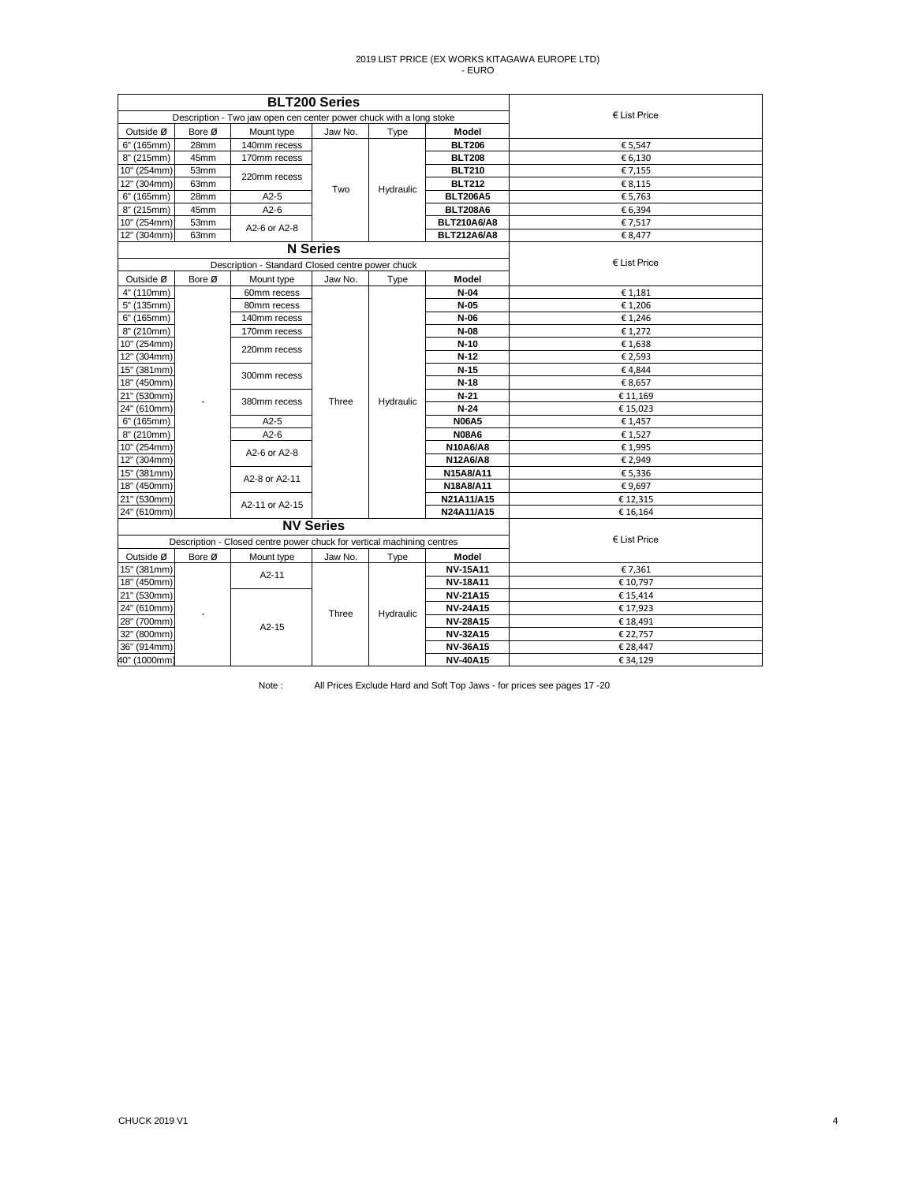2019 LIST PRICE (EX WORKS KITAGAWA EUROPE LTD) - EURO

## BLT200 Series

Description - Two jaw open cen center power chuck with a long stoke

| Outside Ø | Bore Ø | Mount type | Jaw No. | Type | Model | € List Price |
|---|---|---|---|---|---|---|
| 6" (165mm) | 28mm | 140mm recess | Two | Hydraulic | **BLT206** | € 5,547 |
| 8" (215mm) | 45mm | 170mm recess | Two | Hydraulic | **BLT208** | € 6,130 |
| 10" (254mm) | 53mm | 220mm recess | Two | Hydraulic | **BLT210** | € 7,155 |
| 12" (304mm) | 63mm | 220mm recess | Two | Hydraulic | **BLT212** | € 8,115 |
| 6" (165mm) | 28mm | A2-5 | Two | Hydraulic | **BLT206A5** | € 5,763 |
| 8" (215mm) | 45mm | A2-6 | Two | Hydraulic | **BLT208A6** | € 6,394 |
| 10" (254mm) | 53mm | A2-6 or A2-8 | Two | Hydraulic | **BLT210A6/A8** | € 7,517 |
| 12" (304mm) | 63mm | A2-6 or A2-8 | Two | Hydraulic | **BLT212A6/A8** | € 8,477 |

## N Series

Description - Standard Closed centre power chuck

| Outside Ø | Bore Ø | Mount type | Jaw No. | Type | Model | € List Price |
|---|---|---|---|---|---|---|
| 4" (110mm) | - | 60mm recess | Three | Hydraulic | **N-04** | € 1,181 |
| 5" (135mm) | - | 80mm recess | Three | Hydraulic | **N-05** | € 1,206 |
| 6" (165mm) | - | 140mm recess | Three | Hydraulic | **N-06** | € 1,246 |
| 8" (210mm) | - | 170mm recess | Three | Hydraulic | **N-08** | € 1,272 |
| 10" (254mm) | - | 220mm recess | Three | Hydraulic | **N-10** | € 1,638 |
| 12" (304mm) | - | 220mm recess | Three | Hydraulic | **N-12** | € 2,593 |
| 15" (381mm) | - | 300mm recess | Three | Hydraulic | **N-15** | € 4,844 |
| 18" (450mm) | - | 300mm recess | Three | Hydraulic | **N-18** | € 8,657 |
| 21" (530mm) | - | 380mm recess | Three | Hydraulic | **N-21** | € 11,169 |
| 24" (610mm) | - | 380mm recess | Three | Hydraulic | **N-24** | € 15,023 |
| 6" (165mm) | - | A2-5 | Three | Hydraulic | **N06A5** | € 1,457 |
| 8" (210mm) | - | A2-6 | Three | Hydraulic | **N08A6** | € 1,527 |
| 10" (254mm) | - | A2-6 or A2-8 | Three | Hydraulic | **N10A6/A8** | € 1,995 |
| 12" (304mm) | - | A2-6 or A2-8 | Three | Hydraulic | **N12A6/A8** | € 2,949 |
| 15" (381mm) | - | A2-8 or A2-11 | Three | Hydraulic | **N15A8/A11** | € 5,336 |
| 18" (450mm) | - | A2-8 or A2-11 | Three | Hydraulic | **N18A8/A11** | € 9,697 |
| 21" (530mm) | - | A2-11 or A2-15 | Three | Hydraulic | **N21A11/A15** | € 12,315 |
| 24" (610mm) | - | A2-11 or A2-15 | Three | Hydraulic | **N24A11/A15** | € 16,164 |

## NV Series

Description - Closed centre power chuck for vertical machining centres

| Outside Ø | Bore Ø | Mount type | Jaw No. | Type | Model | € List Price |
|---|---|---|---|---|---|---|
| 15" (381mm) | - | A2-11 | Three | Hydraulic | **NV-15A11** | € 7,361 |
| 18" (450mm) | - | A2-11 | Three | Hydraulic | **NV-18A11** | € 10,797 |
| 21" (530mm) | - | A2-15 | Three | Hydraulic | **NV-21A15** | € 15,414 |
| 24" (610mm) | - | A2-15 | Three | Hydraulic | **NV-24A15** | € 17,923 |
| 28" (700mm) | - | A2-15 | Three | Hydraulic | **NV-28A15** | € 18,491 |
| 32" (800mm) | - | A2-15 | Three | Hydraulic | **NV-32A15** | € 22,757 |
| 36" (914mm) | - | A2-15 | Three | Hydraulic | **NV-36A15** | € 28,447 |
| 40" (1000mm) | - | A2-15 | Three | Hydraulic | **NV-40A15** | € 34,129 |

Note : All Prices Exclude Hard and Soft Top Jaws - for prices see pages 17 -20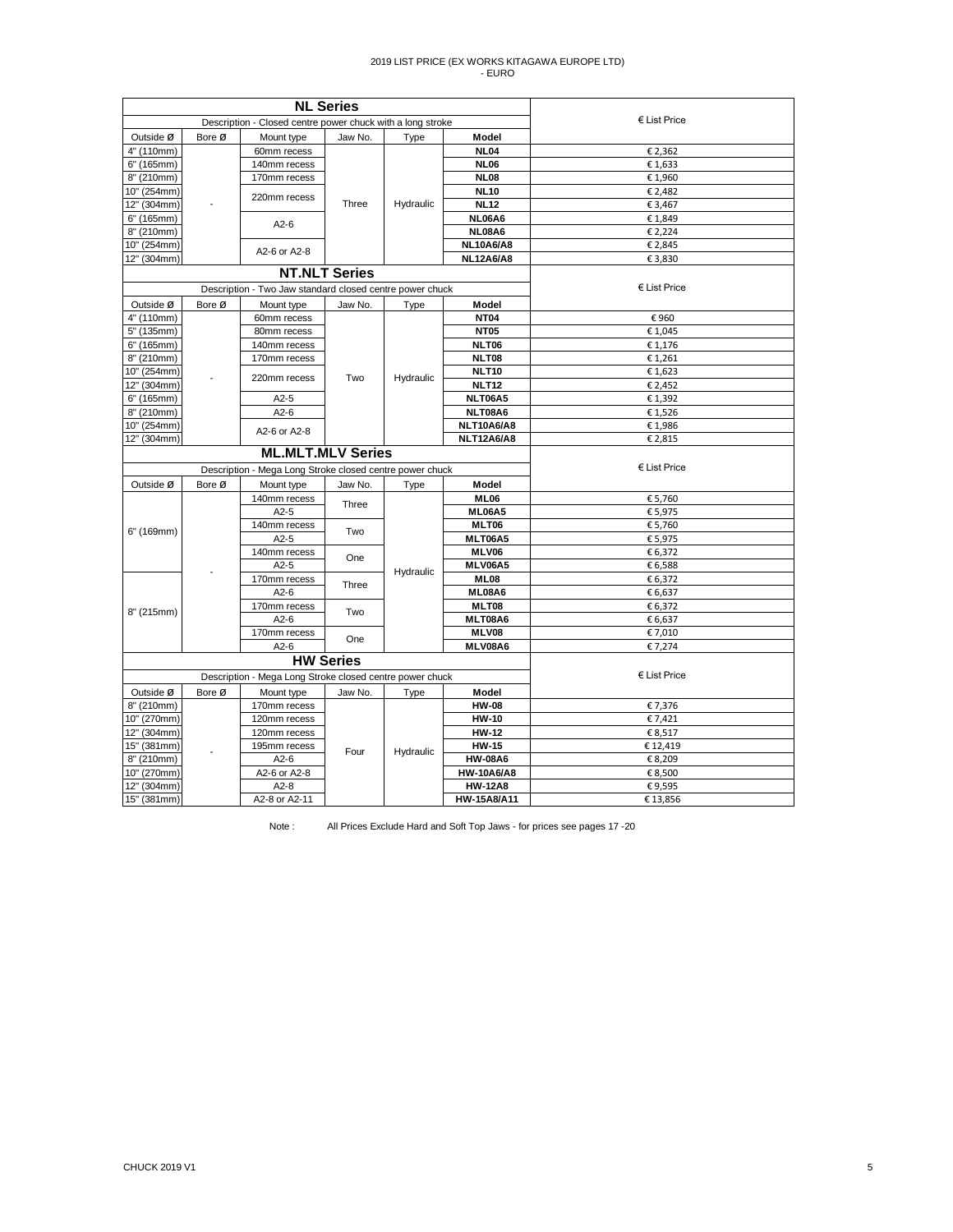2019 LIST PRICE (EX WORKS KITAGAWA EUROPE LTD) - EURO

## NL Series

Description - Closed centre power chuck with a long stroke

| Outside Ø | Bore Ø | Mount type | Jaw No. | Type | Model | € List Price |
|---|---|---|---|---|---|---|
| 4" (110mm) | - | 60mm recess | Three | Hydraulic | **NL04** | € 2,362 |
| 6" (165mm) | | 140mm recess | | | **NL06** | € 1,633 |
| 8" (210mm) | | 170mm recess | | | **NL08** | € 1,960 |
| 10" (254mm) | | 220mm recess | | | **NL10** | € 2,482 |
| 12" (304mm) | | | | | **NL12** | € 3,467 |
| 6" (165mm) | | A2-6 | | | **NL06A6** | € 1,849 |
| 8" (210mm) | | | | | **NL08A6** | € 2,224 |
| 10" (254mm) | | A2-6 or A2-8 | | | **NL10A6/A8** | € 2,845 |
| 12" (304mm) | | | | | **NL12A6/A8** | € 3,830 |

## NT.NLT Series

Description - Two Jaw standard closed centre power chuck

| Outside Ø | Bore Ø | Mount type | Jaw No. | Type | Model | € List Price |
|---|---|---|---|---|---|---|
| 4" (110mm) | - | 60mm recess | Two | Hydraulic | **NT04** | € 960 |
| 5" (135mm) | | 80mm recess | | | **NT05** | € 1,045 |
| 6" (165mm) | | 140mm recess | | | **NLT06** | € 1,176 |
| 8" (210mm) | | 170mm recess | | | **NLT08** | € 1,261 |
| 10" (254mm) | | 220mm recess | | | **NLT10** | € 1,623 |
| 12" (304mm) | | | | | **NLT12** | € 2,452 |
| 6" (165mm) | | A2-5 | | | **NLT06A5** | € 1,392 |
| 8" (210mm) | | A2-6 | | | **NLT08A6** | € 1,526 |
| 10" (254mm) | | A2-6 or A2-8 | | | **NLT10A6/A8** | € 1,986 |
| 12" (304mm) | | | | | **NLT12A6/A8** | € 2,815 |

## ML.MLT.MLV Series

Description - Mega Long Stroke closed centre power chuck

| Outside Ø | Bore Ø | Mount type | Jaw No. | Type | Model | € List Price |
|---|---|---|---|---|---|---|
| 6" (169mm) | - | 140mm recess | Three | Hydraulic | **ML06** | € 5,760 |
| | | A2-5 | | | **ML06A5** | € 5,975 |
| | | 140mm recess | Two | | **MLT06** | € 5,760 |
| | | A2-5 | | | **MLT06A5** | € 5,975 |
| | | 140mm recess | One | | **MLV06** | € 6,372 |
| | | A2-5 | | | **MLV06A5** | € 6,588 |
| 8" (215mm) | | 170mm recess | Three | | **ML08** | € 6,372 |
| | | A2-6 | | | **ML08A6** | € 6,637 |
| | | 170mm recess | Two | | **MLT08** | € 6,372 |
| | | A2-6 | | | **MLT08A6** | € 6,637 |
| | | 170mm recess | One | | **MLV08** | € 7,010 |
| | | A2-6 | | | **MLV08A6** | € 7,274 |

## HW Series

Description - Mega Long Stroke closed centre power chuck

| Outside Ø | Bore Ø | Mount type | Jaw No. | Type | Model | € List Price |
|---|---|---|---|---|---|---|
| 8" (210mm) | - | 170mm recess | Four | Hydraulic | **HW-08** | € 7,376 |
| 10" (270mm) | | 120mm recess | | | **HW-10** | € 7,421 |
| 12" (304mm) | | 120mm recess | | | **HW-12** | € 8,517 |
| 15" (381mm) | | 195mm recess | | | **HW-15** | € 12,419 |
| 8" (210mm) | | A2-6 | | | **HW-08A6** | € 8,209 |
| 10" (270mm) | | A2-6 or A2-8 | | | **HW-10A6/A8** | € 8,500 |
| 12" (304mm) | | A2-8 | | | **HW-12A8** | € 9,595 |
| 15" (381mm) | | A2-8 or A2-11 | | | **HW-15A8/A11** | € 13,856 |

Note : All Prices Exclude Hard and Soft Top Jaws - for prices see pages 17 -20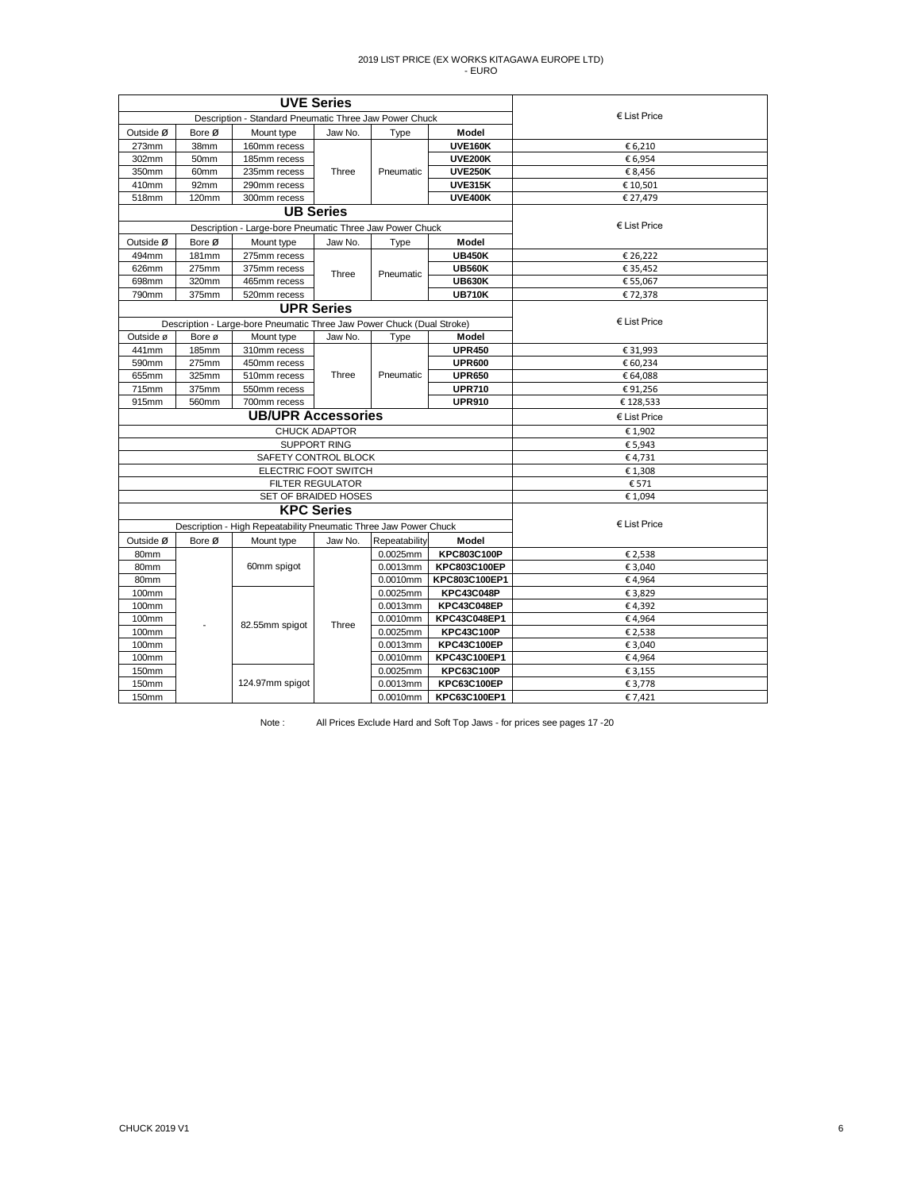2019 LIST PRICE (EX WORKS KITAGAWA EUROPE LTD)
- EURO

## UVE Series

Description - Standard Pneumatic Three Jaw Power Chuck

| Outside Ø | Bore Ø | Mount type | Jaw No. | Type | Model | € List Price |
|---|---|---|---|---|---|---|
| 273mm | 38mm | 160mm recess | Three | Pneumatic | UVE160K | € 6,210 |
| 302mm | 50mm | 185mm recess | | | UVE200K | € 6,954 |
| 350mm | 60mm | 235mm recess | | | UVE250K | € 8,456 |
| 410mm | 92mm | 290mm recess | | | UVE315K | € 10,501 |
| 518mm | 120mm | 300mm recess | | | UVE400K | € 27,479 |

## UB Series

Description - Large-bore Pneumatic Three Jaw Power Chuck

| Outside Ø | Bore Ø | Mount type | Jaw No. | Type | Model | € List Price |
|---|---|---|---|---|---|---|
| 494mm | 181mm | 275mm recess | Three | Pneumatic | UB450K | € 26,222 |
| 626mm | 275mm | 375mm recess | | | UB560K | € 35,452 |
| 698mm | 320mm | 465mm recess | | | UB630K | € 55,067 |
| 790mm | 375mm | 520mm recess | | | UB710K | € 72,378 |

## UPR Series

Description - Large-bore Pneumatic Three Jaw Power Chuck (Dual Stroke)

| Outside ø | Bore ø | Mount type | Jaw No. | Type | Model | € List Price |
|---|---|---|---|---|---|---|
| 441mm | 185mm | 310mm recess | Three | Pneumatic | UPR450 | € 31,993 |
| 590mm | 275mm | 450mm recess | | | UPR600 | € 60,234 |
| 655mm | 325mm | 510mm recess | | | UPR650 | € 64,088 |
| 715mm | 375mm | 550mm recess | | | UPR710 | € 91,256 |
| 915mm | 560mm | 700mm recess | | | UPR910 | € 128,533 |

## UB/UPR Accessories

| Item | € List Price |
|---|---|
| CHUCK ADAPTOR | € 1,902 |
| SUPPORT RING | € 5,943 |
| SAFETY CONTROL BLOCK | € 4,731 |
| ELECTRIC FOOT SWITCH | € 1,308 |
| FILTER REGULATOR | € 571 |
| SET OF BRAIDED HOSES | € 1,094 |

## KPC Series

Description - High Repeatability Pneumatic Three Jaw Power Chuck

| Outside Ø | Bore Ø | Mount type | Jaw No. | Repeatability | Model | € List Price |
|---|---|---|---|---|---|---|
| 80mm | - | 60mm spigot | Three | 0.0025mm | KPC803C100P | € 2,538 |
| 80mm | | | | 0.0013mm | KPC803C100EP | € 3,040 |
| 80mm | | | | 0.0010mm | KPC803C100EP1 | € 4,964 |
| 100mm | | 82.55mm spigot | | 0.0025mm | KPC43C048P | € 3,829 |
| 100mm | | | | 0.0013mm | KPC43C048EP | € 4,392 |
| 100mm | | | | 0.0010mm | KPC43C048EP1 | € 4,964 |
| 100mm | | | | 0.0025mm | KPC43C100P | € 2,538 |
| 100mm | | | | 0.0013mm | KPC43C100EP | € 3,040 |
| 100mm | | | | 0.0010mm | KPC43C100EP1 | € 4,964 |
| 150mm | | 124.97mm spigot | | 0.0025mm | KPC63C100P | € 3,155 |
| 150mm | | | | 0.0013mm | KPC63C100EP | € 3,778 |
| 150mm | | | | 0.0010mm | KPC63C100EP1 | € 7,421 |

Note : All Prices Exclude Hard and Soft Top Jaws - for prices see pages 17 -20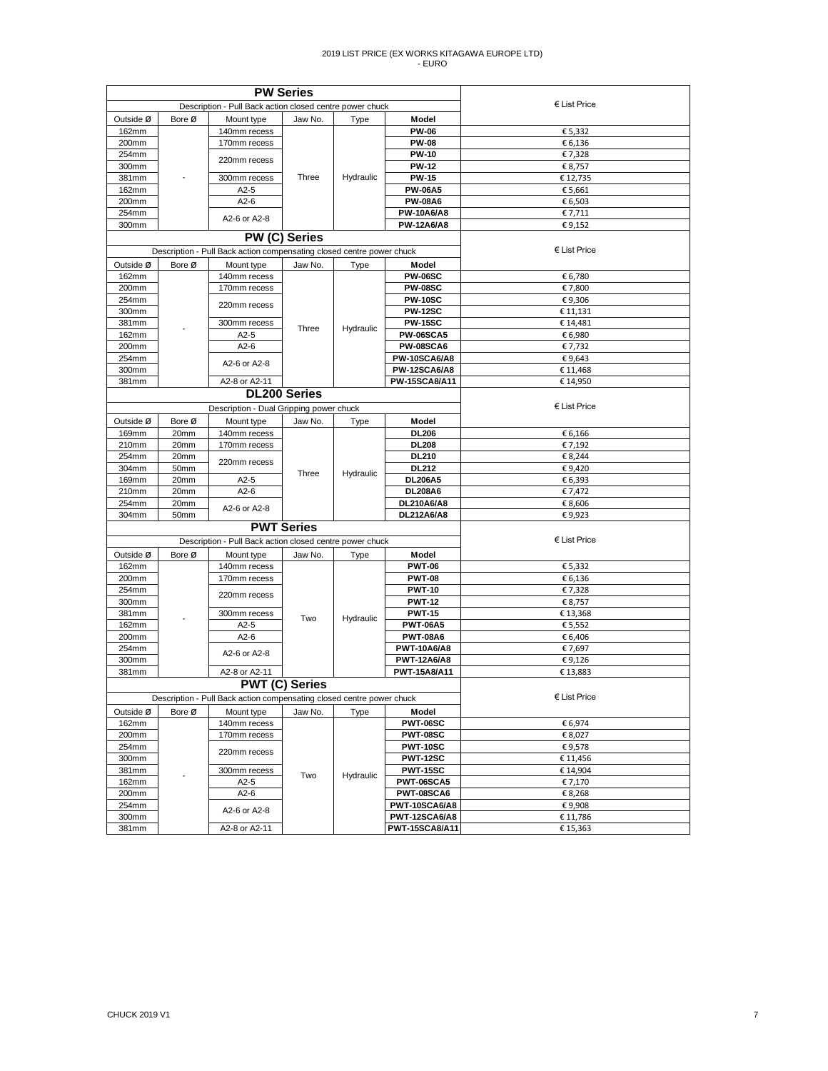2019 LIST PRICE (EX WORKS KITAGAWA EUROPE LTD) - EURO

## PW Series

Description - Pull Back action closed centre power chuck

| Outside Ø | Bore Ø | Mount type | Jaw No. | Type | Model | € List Price |
|---|---|---|---|---|---|---|
| 162mm | - | 140mm recess | Three | Hydraulic | **PW-06** | € 5,332 |
| 200mm | | 170mm recess | | | **PW-08** | € 6,136 |
| 254mm | | 220mm recess | | | **PW-10** | € 7,328 |
| 300mm | | | | | **PW-12** | € 8,757 |
| 381mm | | 300mm recess | | | **PW-15** | € 12,735 |
| 162mm | | A2-5 | | | **PW-06A5** | € 5,661 |
| 200mm | | A2-6 | | | **PW-08A6** | € 6,503 |
| 254mm | | A2-6 or A2-8 | | | **PW-10A6/A8** | € 7,711 |
| 300mm | | | | | **PW-12A6/A8** | € 9,152 |

## PW (C) Series

Description - Pull Back action compensating closed centre power chuck

| Outside Ø | Bore Ø | Mount type | Jaw No. | Type | Model | € List Price |
|---|---|---|---|---|---|---|
| 162mm | - | 140mm recess | Three | Hydraulic | **PW-06SC** | € 6,780 |
| 200mm | | 170mm recess | | | **PW-08SC** | € 7,800 |
| 254mm | | 220mm recess | | | **PW-10SC** | € 9,306 |
| 300mm | | | | | **PW-12SC** | € 11,131 |
| 381mm | | 300mm recess | | | **PW-15SC** | € 14,481 |
| 162mm | | A2-5 | | | **PW-06SCA5** | € 6,980 |
| 200mm | | A2-6 | | | **PW-08SCA6** | € 7,732 |
| 254mm | | A2-6 or A2-8 | | | **PW-10SCA6/A8** | € 9,643 |
| 300mm | | | | | **PW-12SCA6/A8** | € 11,468 |
| 381mm | | A2-8 or A2-11 | | | **PW-15SCA8/A11** | € 14,950 |

## DL200 Series

Description - Dual Gripping power chuck

| Outside Ø | Bore Ø | Mount type | Jaw No. | Type | Model | € List Price |
|---|---|---|---|---|---|---|
| 169mm | 20mm | 140mm recess | Three | Hydraulic | **DL206** | € 6,166 |
| 210mm | 20mm | 170mm recess | | | **DL208** | € 7,192 |
| 254mm | 20mm | 220mm recess | | | **DL210** | € 8,244 |
| 304mm | 50mm | | | | **DL212** | € 9,420 |
| 169mm | 20mm | A2-5 | | | **DL206A5** | € 6,393 |
| 210mm | 20mm | A2-6 | | | **DL208A6** | € 7,472 |
| 254mm | 20mm | A2-6 or A2-8 | | | **DL210A6/A8** | € 8,606 |
| 304mm | 50mm | | | | **DL212A6/A8** | € 9,923 |

## PWT Series

Description - Pull Back action closed centre power chuck

| Outside Ø | Bore Ø | Mount type | Jaw No. | Type | Model | € List Price |
|---|---|---|---|---|---|---|
| 162mm | - | 140mm recess | Two | Hydraulic | **PWT-06** | € 5,332 |
| 200mm | | 170mm recess | | | **PWT-08** | € 6,136 |
| 254mm | | 220mm recess | | | **PWT-10** | € 7,328 |
| 300mm | | | | | **PWT-12** | € 8,757 |
| 381mm | | 300mm recess | | | **PWT-15** | € 13,368 |
| 162mm | | A2-5 | | | **PWT-06A5** | € 5,552 |
| 200mm | | A2-6 | | | **PWT-08A6** | € 6,406 |
| 254mm | | A2-6 or A2-8 | | | **PWT-10A6/A8** | € 7,697 |
| 300mm | | | | | **PWT-12A6/A8** | € 9,126 |
| 381mm | | A2-8 or A2-11 | | | **PWT-15A8/A11** | € 13,883 |

## PWT (C) Series

Description - Pull Back action compensating closed centre power chuck

| Outside Ø | Bore Ø | Mount type | Jaw No. | Type | Model | € List Price |
|---|---|---|---|---|---|---|
| 162mm | - | 140mm recess | Two | Hydraulic | **PWT-06SC** | € 6,974 |
| 200mm | | 170mm recess | | | **PWT-08SC** | € 8,027 |
| 254mm | | 220mm recess | | | **PWT-10SC** | € 9,578 |
| 300mm | | | | | **PWT-12SC** | € 11,456 |
| 381mm | | 300mm recess | | | **PWT-15SC** | € 14,904 |
| 162mm | | A2-5 | | | **PWT-06SCA5** | € 7,170 |
| 200mm | | A2-6 | | | **PWT-08SCA6** | € 8,268 |
| 254mm | | A2-6 or A2-8 | | | **PWT-10SCA6/A8** | € 9,908 |
| 300mm | | | | | **PWT-12SCA6/A8** | € 11,786 |
| 381mm | | A2-8 or A2-11 | | | **PWT-15SCA8/A11** | € 15,363 |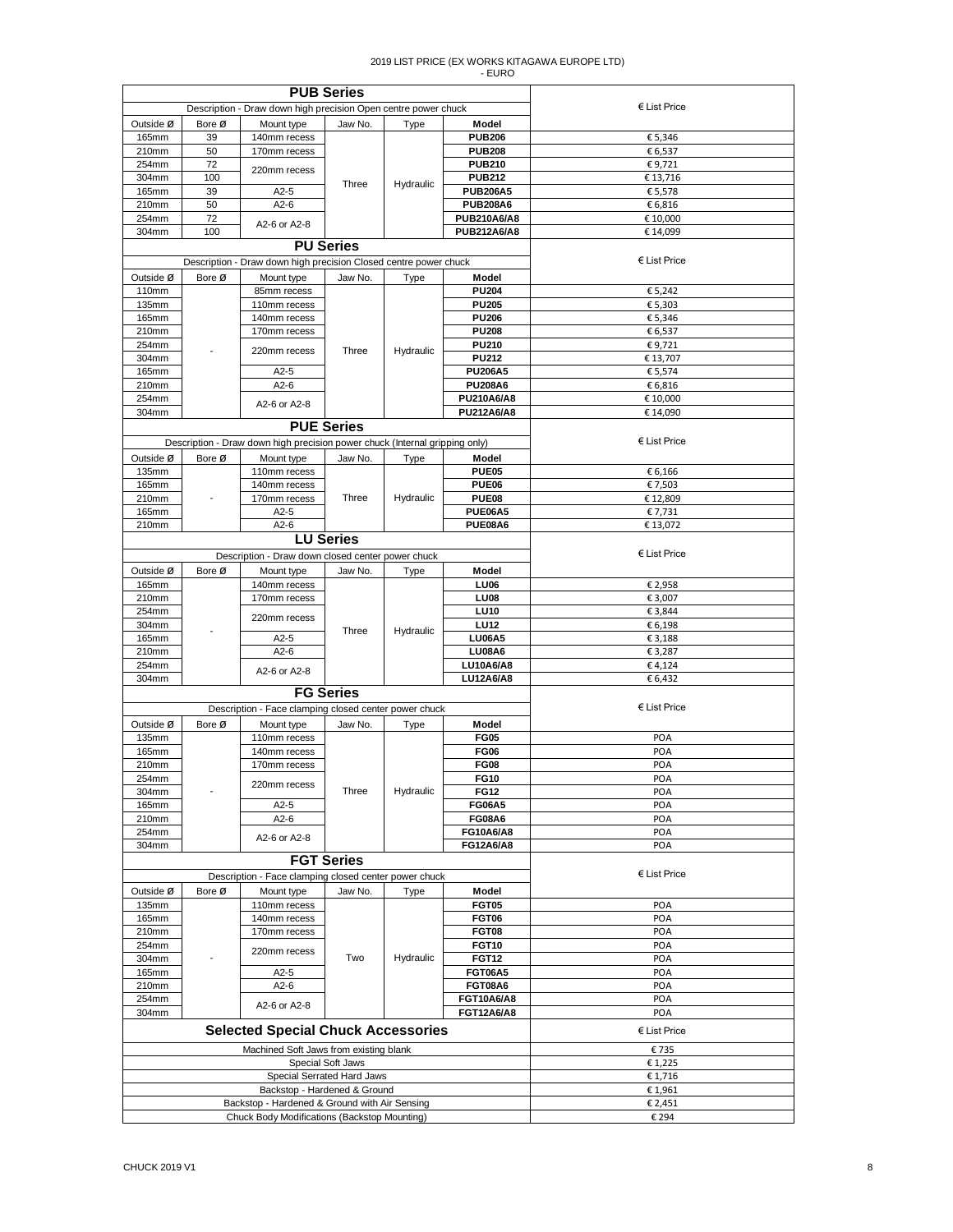2019 LIST PRICE (EX WORKS KITAGAWA EUROPE LTD) - EURO

## PUB Series

Description - Draw down high precision Open centre power chuck

| Outside Ø | Bore Ø | Mount type | Jaw No. | Type | Model | € List Price |
|---|---|---|---|---|---|---|
| 165mm | 39 | 140mm recess | Three | Hydraulic | PUB206 | € 5,346 |
| 210mm | 50 | 170mm recess | | | PUB208 | € 6,537 |
| 254mm | 72 | 220mm recess | | | PUB210 | € 9,721 |
| 304mm | 100 | | | | PUB212 | € 13,716 |
| 165mm | 39 | A2-5 | | | PUB206A5 | € 5,578 |
| 210mm | 50 | A2-6 | | | PUB208A6 | € 6,816 |
| 254mm | 72 | A2-6 or A2-8 | | | PUB210A6/A8 | € 10,000 |
| 304mm | 100 | | | | PUB212A6/A8 | € 14,099 |

## PU Series

Description - Draw down high precision Closed centre power chuck

| Outside Ø | Bore Ø | Mount type | Jaw No. | Type | Model | € List Price |
|---|---|---|---|---|---|---|
| 110mm | - | 85mm recess | Three | Hydraulic | PU204 | € 5,242 |
| 135mm | | 110mm recess | | | PU205 | € 5,303 |
| 165mm | | 140mm recess | | | PU206 | € 5,346 |
| 210mm | | 170mm recess | | | PU208 | € 6,537 |
| 254mm | | 220mm recess | | | PU210 | € 9,721 |
| 304mm | | | | | PU212 | € 13,707 |
| 165mm | | A2-5 | | | PU206A5 | € 5,574 |
| 210mm | | A2-6 | | | PU208A6 | € 6,816 |
| 254mm | | A2-6 or A2-8 | | | PU210A6/A8 | € 10,000 |
| 304mm | | | | | PU212A6/A8 | € 14,090 |

## PUE Series

Description - Draw down high precision power chuck (Internal gripping only)

| Outside Ø | Bore Ø | Mount type | Jaw No. | Type | Model | € List Price |
|---|---|---|---|---|---|---|
| 135mm | - | 110mm recess | Three | Hydraulic | PUE05 | € 6,166 |
| 165mm | | 140mm recess | | | PUE06 | € 7,503 |
| 210mm | | 170mm recess | | | PUE08 | € 12,809 |
| 165mm | | A2-5 | | | PUE06A5 | € 7,731 |
| 210mm | | A2-6 | | | PUE08A6 | € 13,072 |

## LU Series

Description - Draw down closed center power chuck

| Outside Ø | Bore Ø | Mount type | Jaw No. | Type | Model | € List Price |
|---|---|---|---|---|---|---|
| 165mm | - | 140mm recess | Three | Hydraulic | LU06 | € 2,958 |
| 210mm | | 170mm recess | | | LU08 | € 3,007 |
| 254mm | | 220mm recess | | | LU10 | € 3,844 |
| 304mm | | | | | LU12 | € 6,198 |
| 165mm | | A2-5 | | | LU06A5 | € 3,188 |
| 210mm | | A2-6 | | | LU08A6 | € 3,287 |
| 254mm | | A2-6 or A2-8 | | | LU10A6/A8 | € 4,124 |
| 304mm | | | | | LU12A6/A8 | € 6,432 |

## FG Series

Description - Face clamping closed center power chuck

| Outside Ø | Bore Ø | Mount type | Jaw No. | Type | Model | € List Price |
|---|---|---|---|---|---|---|
| 135mm | - | 110mm recess | Three | Hydraulic | FG05 | POA |
| 165mm | | 140mm recess | | | FG06 | POA |
| 210mm | | 170mm recess | | | FG08 | POA |
| 254mm | | 220mm recess | | | FG10 | POA |
| 304mm | | | | | FG12 | POA |
| 165mm | | A2-5 | | | FG06A5 | POA |
| 210mm | | A2-6 | | | FG08A6 | POA |
| 254mm | | A2-6 or A2-8 | | | FG10A6/A8 | POA |
| 304mm | | | | | FG12A6/A8 | POA |

## FGT Series

Description - Face clamping closed center power chuck

| Outside Ø | Bore Ø | Mount type | Jaw No. | Type | Model | € List Price |
|---|---|---|---|---|---|---|
| 135mm | - | 110mm recess | Two | Hydraulic | FGT05 | POA |
| 165mm | | 140mm recess | | | FGT06 | POA |
| 210mm | | 170mm recess | | | FGT08 | POA |
| 254mm | | 220mm recess | | | FGT10 | POA |
| 304mm | | | | | FGT12 | POA |
| 165mm | | A2-5 | | | FGT06A5 | POA |
| 210mm | | A2-6 | | | FGT08A6 | POA |
| 254mm | | A2-6 or A2-8 | | | FGT10A6/A8 | POA |
| 304mm | | | | | FGT12A6/A8 | POA |

## Selected Special Chuck Accessories

| Selected Special Chuck Accessories | € List Price |
|---|---|
| Machined Soft Jaws from existing blank | € 735 |
| Special Soft Jaws | € 1,225 |
| Special Serrated Hard Jaws | € 1,716 |
| Backstop - Hardened & Ground | € 1,961 |
| Backstop - Hardened & Ground with Air Sensing | € 2,451 |
| Chuck Body Modifications (Backstop Mounting) | € 294 |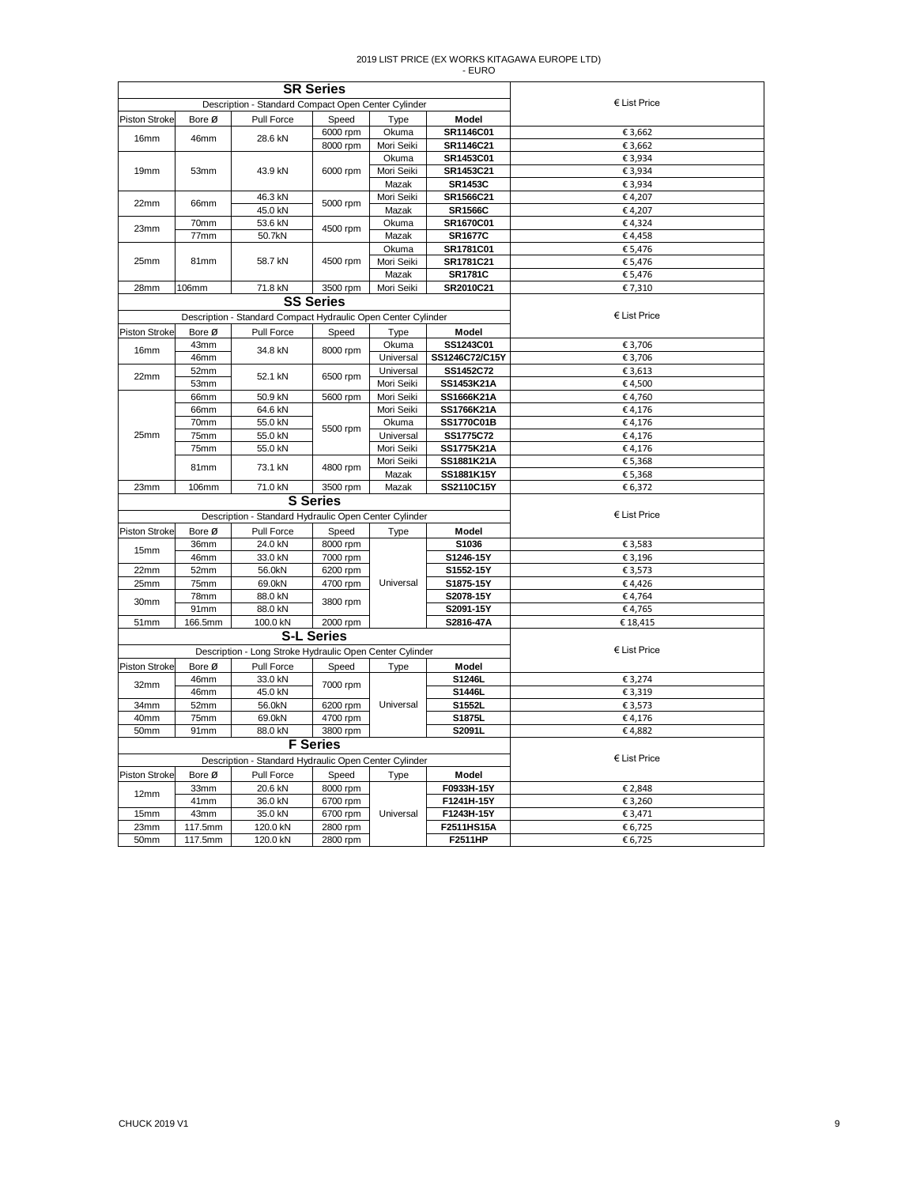2019 LIST PRICE (EX WORKS KITAGAWA EUROPE LTD) - EURO

## SR Series

Description - Standard Compact Open Center Cylinder

| Piston Stroke | Bore Ø | Pull Force | Speed | Type | Model | € List Price |
|---|---|---|---|---|---|---|
| 16mm | 46mm | 28.6 kN | 6000 rpm | Okuma | **SR1146C01** | € 3,662 |
| | | | 8000 rpm | Mori Seiki | **SR1146C21** | € 3,662 |
| 19mm | 53mm | 43.9 kN | 6000 rpm | Okuma | **SR1453C01** | € 3,934 |
| | | | | Mori Seiki | **SR1453C21** | € 3,934 |
| | | | | Mazak | **SR1453C** | € 3,934 |
| 22mm | 66mm | 46.3 kN | 5000 rpm | Mori Seiki | **SR1566C21** | € 4,207 |
| | | 45.0 kN | | Mazak | **SR1566C** | € 4,207 |
| 23mm | 70mm | 53.6 kN | 4500 rpm | Okuma | **SR1670C01** | € 4,324 |
| | 77mm | 50.7kN | | Mazak | **SR1677C** | € 4,458 |
| 25mm | 81mm | 58.7 kN | 4500 rpm | Okuma | **SR1781C01** | € 5,476 |
| | | | | Mori Seiki | **SR1781C21** | € 5,476 |
| | | | | Mazak | **SR1781C** | € 5,476 |
| 28mm | 106mm | 71.8 kN | 3500 rpm | Mori Seiki | **SR2010C21** | € 7,310 |

## SS Series

Description - Standard Compact Hydraulic Open Center Cylinder

| Piston Stroke | Bore Ø | Pull Force | Speed | Type | Model | € List Price |
|---|---|---|---|---|---|---|
| 16mm | 43mm | 34.8 kN | 8000 rpm | Okuma | **SS1243C01** | € 3,706 |
| | 46mm | | | Universal | **SS1246C72/C15Y** | € 3,706 |
| 22mm | 52mm | 52.1 kN | 6500 rpm | Universal | **SS1452C72** | € 3,613 |
| | 53mm | | | Mori Seiki | **SS1453K21A** | € 4,500 |
| 25mm | 66mm | 50.9 kN | 5600 rpm | Mori Seiki | **SS1666K21A** | € 4,760 |
| | 66mm | 64.6 kN | 5500 rpm | Mori Seiki | **SS1766K21A** | € 4,176 |
| | 70mm | 55.0 kN | | Okuma | **SS1770C01B** | € 4,176 |
| | 75mm | 55.0 kN | | Universal | **SS1775C72** | € 4,176 |
| | 75mm | 55.0 kN | | Mori Seiki | **SS1775K21A** | € 4,176 |
| | 81mm | 73.1 kN | 4800 rpm | Mori Seiki | **SS1881K21A** | € 5,368 |
| | | | | Mazak | **SS1881K15Y** | € 5,368 |
| 23mm | 106mm | 71.0 kN | 3500 rpm | Mazak | **SS2110C15Y** | € 6,372 |

## S Series

Description - Standard Hydraulic Open Center Cylinder

| Piston Stroke | Bore Ø | Pull Force | Speed | Type | Model | € List Price |
|---|---|---|---|---|---|---|
| 15mm | 36mm | 24.0 kN | 8000 rpm | Universal | **S1036** | € 3,583 |
| | 46mm | 33.0 kN | 7000 rpm | | **S1246-15Y** | € 3,196 |
| 22mm | 52mm | 56.0kN | 6200 rpm | | **S1552-15Y** | € 3,573 |
| 25mm | 75mm | 69.0kN | 4700 rpm | | **S1875-15Y** | € 4,426 |
| 30mm | 78mm | 88.0 kN | 3800 rpm | | **S2078-15Y** | € 4,764 |
| | 91mm | 88.0 kN | | | **S2091-15Y** | € 4,765 |
| 51mm | 166.5mm | 100.0 kN | 2000 rpm | | **S2816-47A** | € 18,415 |

## S-L Series

Description - Long Stroke Hydraulic Open Center Cylinder

| Piston Stroke | Bore Ø | Pull Force | Speed | Type | Model | € List Price |
|---|---|---|---|---|---|---|
| 32mm | 46mm | 33.0 kN | 7000 rpm | Universal | **S1246L** | € 3,274 |
| | 46mm | 45.0 kN | | | **S1446L** | € 3,319 |
| 34mm | 52mm | 56.0kN | 6200 rpm | | **S1552L** | € 3,573 |
| 40mm | 75mm | 69.0kN | 4700 rpm | | **S1875L** | € 4,176 |
| 50mm | 91mm | 88.0 kN | 3800 rpm | | **S2091L** | € 4,882 |

## F Series

Description - Standard Hydraulic Open Center Cylinder

| Piston Stroke | Bore Ø | Pull Force | Speed | Type | Model | € List Price |
|---|---|---|---|---|---|---|
| 12mm | 33mm | 20.6 kN | 8000 rpm | Universal | **F0933H-15Y** | € 2,848 |
| | 41mm | 36.0 kN | 6700 rpm | | **F1241H-15Y** | € 3,260 |
| 15mm | 43mm | 35.0 kN | 6700 rpm | | **F1243H-15Y** | € 3,471 |
| 23mm | 117.5mm | 120.0 kN | 2800 rpm | | **F2511HS15A** | € 6,725 |
| 50mm | 117.5mm | 120.0 kN | 2800 rpm | | **F2511HP** | € 6,725 |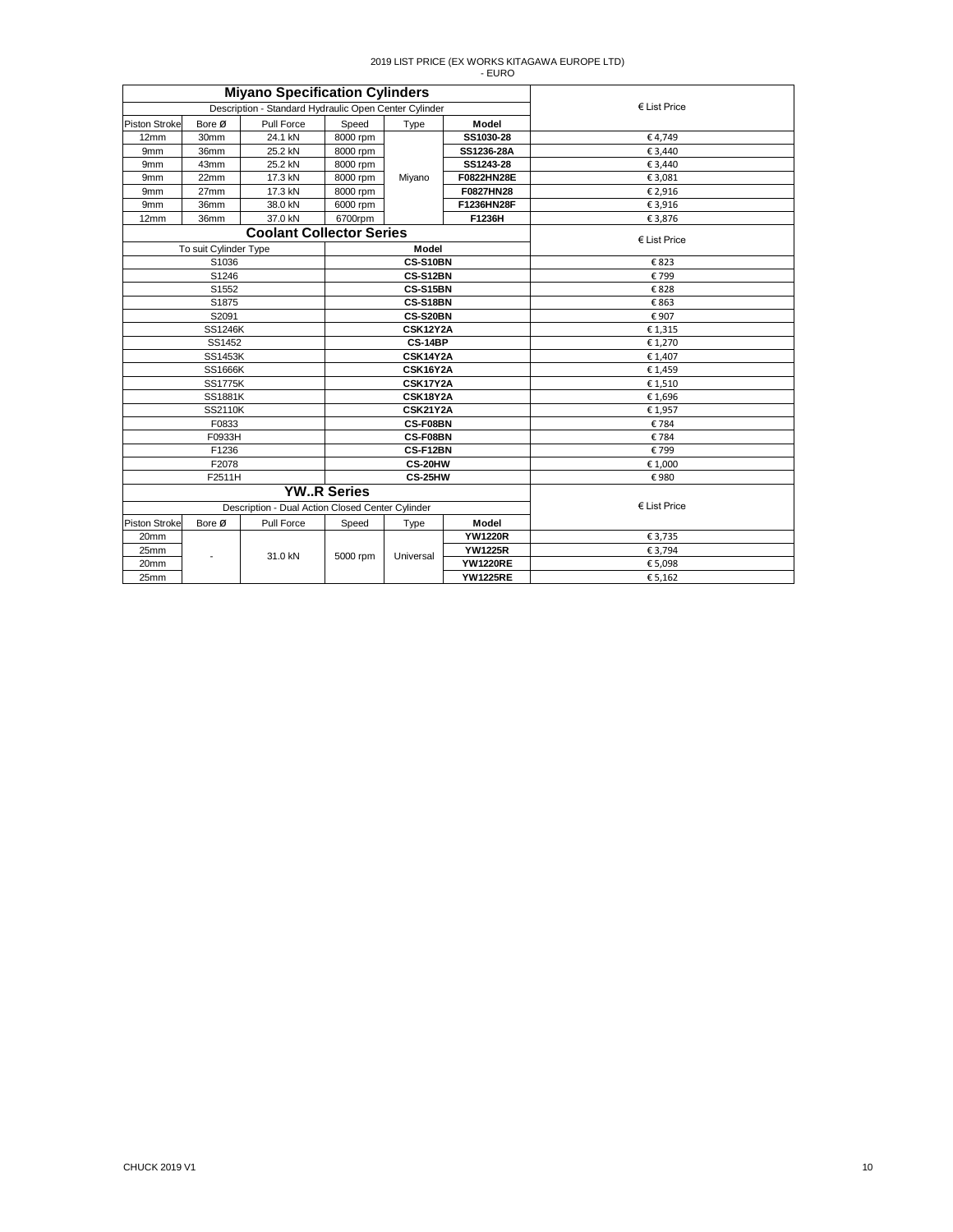2019 LIST PRICE (EX WORKS KITAGAWA EUROPE LTD) - EURO

## Miyano Specification Cylinders

| Description - Standard Hydraulic Open Center Cylinder | | | | | | € List Price |
|---|---|---|---|---|---|---|
| Piston Stroke | Bore Ø | Pull Force | Speed | Type | Model | |
| 12mm | 30mm | 24.1 kN | 8000 rpm | Miyano | SS1030-28 | € 4,749 |
| 9mm | 36mm | 25.2 kN | 8000 rpm | Miyano | SS1236-28A | € 3,440 |
| 9mm | 43mm | 25.2 kN | 8000 rpm | Miyano | SS1243-28 | € 3,440 |
| 9mm | 22mm | 17.3 kN | 8000 rpm | Miyano | F0822HN28E | € 3,081 |
| 9mm | 27mm | 17.3 kN | 8000 rpm | Miyano | F0827HN28 | € 2,916 |
| 9mm | 36mm | 38.0 kN | 6000 rpm | Miyano | F1236HN28F | € 3,916 |
| 12mm | 36mm | 37.0 kN | 6700rpm | Miyano | F1236H | € 3,876 |

## Coolant Collector Series

| To suit Cylinder Type | Model | € List Price |
|---|---|---|
| S1036 | CS-S10BN | € 823 |
| S1246 | CS-S12BN | € 799 |
| S1552 | CS-S15BN | € 828 |
| S1875 | CS-S18BN | € 863 |
| S2091 | CS-S20BN | € 907 |
| SS1246K | CSK12Y2A | € 1,315 |
| SS1452 | CS-14BP | € 1,270 |
| SS1453K | CSK14Y2A | € 1,407 |
| SS1666K | CSK16Y2A | € 1,459 |
| SS1775K | CSK17Y2A | € 1,510 |
| SS1881K | CSK18Y2A | € 1,696 |
| SS2110K | CSK21Y2A | € 1,957 |
| F0833 | CS-F08BN | € 784 |
| F0933H | CS-F08BN | € 784 |
| F1236 | CS-F12BN | € 799 |
| F2078 | CS-20HW | € 1,000 |
| F2511H | CS-25HW | € 980 |

## YW..R Series

| Description - Dual Action Closed Center Cylinder | | | | | | € List Price |
|---|---|---|---|---|---|---|
| Piston Stroke | Bore Ø | Pull Force | Speed | Type | Model | |
| 20mm | - | 31.0 kN | 5000 rpm | Universal | YW1220R | € 3,735 |
| 25mm | - | 31.0 kN | 5000 rpm | Universal | YW1225R | € 3,794 |
| 20mm | - | 31.0 kN | 5000 rpm | Universal | YW1220RE | € 5,098 |
| 25mm | - | 31.0 kN | 5000 rpm | Universal | YW1225RE | € 5,162 |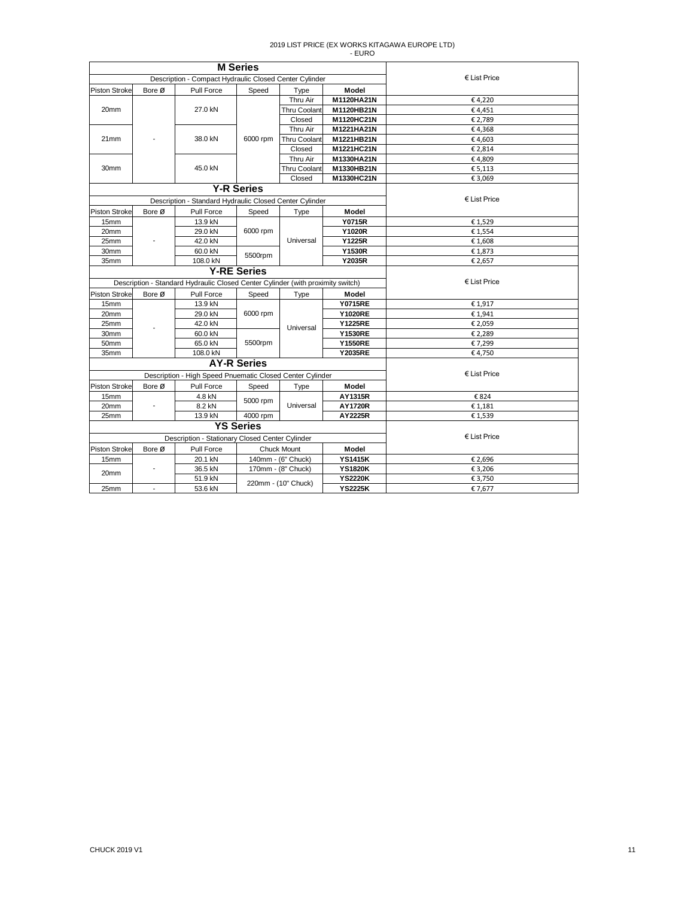2019 LIST PRICE (EX WORKS KITAGAWA EUROPE LTD) - EURO

## M Series

Description - Compact Hydraulic Closed Center Cylinder

| Piston Stroke | Bore Ø | Pull Force | Speed | Type | Model | € List Price |
|---|---|---|---|---|---|---|
| 20mm | - | 27.0 kN | 6000 rpm | Thru Air | **M1120HA21N** | € 4,220 |
| | | | | Thru Coolant | **M1120HB21N** | € 4,451 |
| | | | | Closed | **M1120HC21N** | € 2,789 |
| 21mm | | 38.0 kN | | Thru Air | **M1221HA21N** | € 4,368 |
| | | | | Thru Coolant | **M1221HB21N** | € 4,603 |
| | | | | Closed | **M1221HC21N** | € 2,814 |
| 30mm | | 45.0 kN | | Thru Air | **M1330HA21N** | € 4,809 |
| | | | | Thru Coolant | **M1330HB21N** | € 5,113 |
| | | | | Closed | **M1330HC21N** | € 3,069 |

## Y-R Series

Description - Standard Hydraulic Closed Center Cylinder

| Piston Stroke | Bore Ø | Pull Force | Speed | Type | Model | € List Price |
|---|---|---|---|---|---|---|
| 15mm | - | 13.9 kN | 6000 rpm | Universal | **Y0715R** | € 1,529 |
| 20mm | | 29.0 kN | | | **Y1020R** | € 1,554 |
| 25mm | | 42.0 kN | | | **Y1225R** | € 1,608 |
| 30mm | | 60.0 kN | 5500rpm | | **Y1530R** | € 1,873 |
| 35mm | | 108.0 kN | | | **Y2035R** | € 2,657 |

## Y-RE Series

Description - Standard Hydraulic Closed Center Cylinder (with proximity switch)

| Piston Stroke | Bore Ø | Pull Force | Speed | Type | Model | € List Price |
|---|---|---|---|---|---|---|
| 15mm | - | 13.9 kN | 6000 rpm | Universal | **Y0715RE** | € 1,917 |
| 20mm | | 29.0 kN | | | **Y1020RE** | € 1,941 |
| 25mm | | 42.0 kN | | | **Y1225RE** | € 2,059 |
| 30mm | | 60.0 kN | 5500rpm | | **Y1530RE** | € 2,289 |
| 50mm | | 65.0 kN | | | **Y1550RE** | € 7,299 |
| 35mm | | 108.0 kN | | | **Y2035RE** | € 4,750 |

## AY-R Series

Description - High Speed Pnuematic Closed Center Cylinder

| Piston Stroke | Bore Ø | Pull Force | Speed | Type | Model | € List Price |
|---|---|---|---|---|---|---|
| 15mm | - | 4.8 kN | 5000 rpm | Universal | **AY1315R** | € 824 |
| 20mm | | 8.2 kN | | | **AY1720R** | € 1,181 |
| 25mm | | 13.9 kN | 4000 rpm | | **AY2225R** | € 1,539 |

## YS Series

Description - Stationary Closed Center Cylinder

| Piston Stroke | Bore Ø | Pull Force | Chuck Mount | Model | € List Price |
|---|---|---|---|---|---|
| 15mm | - | 20.1 kN | 140mm - (6" Chuck) | **YS1415K** | € 2,696 |
| 20mm | | 36.5 kN | 170mm - (8" Chuck) | **YS1820K** | € 3,206 |
| | | 51.9 kN | 220mm - (10" Chuck) | **YS2220K** | € 3,750 |
| 25mm | - | 53.6 kN | | **YS2225K** | € 7,677 |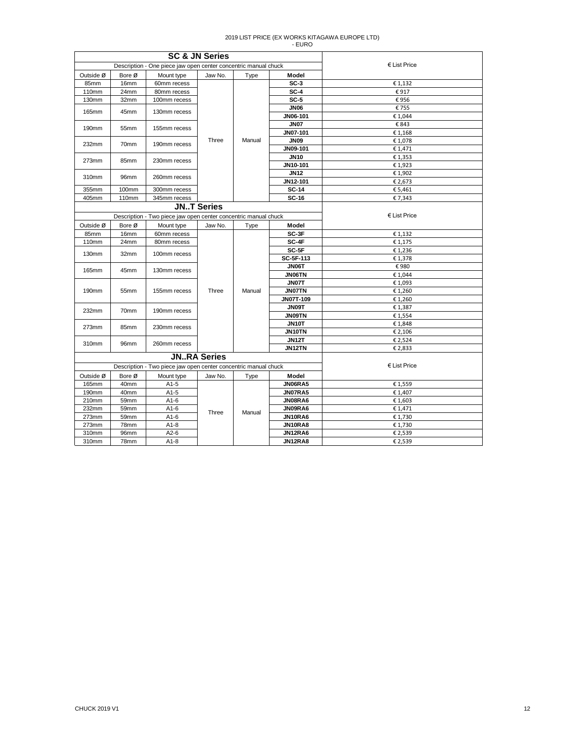2019 LIST PRICE (EX WORKS KITAGAWA EUROPE LTD) - EURO

## SC & JN Series

Description - One piece jaw open center concentric manual chuck

| Outside Ø | Bore Ø | Mount type | Jaw No. | Type | Model | € List Price |
|---|---|---|---|---|---|---|
| 85mm | 16mm | 60mm recess | Three | Manual | **SC-3** | € 1,132 |
| 110mm | 24mm | 80mm recess | | | **SC-4** | € 917 |
| 130mm | 32mm | 100mm recess | | | **SC-5** | € 956 |
| 165mm | 45mm | 130mm recess | | | **JN06** | € 755 |
| | | | | | **JN06-101** | € 1,044 |
| 190mm | 55mm | 155mm recess | | | **JN07** | € 843 |
| | | | | | **JN07-101** | € 1,168 |
| 232mm | 70mm | 190mm recess | | | **JN09** | € 1,078 |
| | | | | | **JN09-101** | € 1,471 |
| 273mm | 85mm | 230mm recess | | | **JN10** | € 1,353 |
| | | | | | **JN10-101** | € 1,923 |
| 310mm | 96mm | 260mm recess | | | **JN12** | € 1,902 |
| | | | | | **JN12-101** | € 2,673 |
| 355mm | 100mm | 300mm recess | | | **SC-14** | € 5,461 |
| 405mm | 110mm | 345mm recess | | | **SC-16** | € 7,343 |

## JN..T Series

Description - Two piece jaw open center concentric manual chuck

| Outside Ø | Bore Ø | Mount type | Jaw No. | Type | Model | € List Price |
|---|---|---|---|---|---|---|
| 85mm | 16mm | 60mm recess | Three | Manual | **SC-3F** | € 1,132 |
| 110mm | 24mm | 80mm recess | | | **SC-4F** | € 1,175 |
| 130mm | 32mm | 100mm recess | | | **SC-5F** | € 1,236 |
| | | | | | **SC-5F-113** | € 1,378 |
| 165mm | 45mm | 130mm recess | | | **JN06T** | € 980 |
| | | | | | **JN06TN** | € 1,044 |
| 190mm | 55mm | 155mm recess | | | **JN07T** | € 1,093 |
| | | | | | **JN07TN** | € 1,260 |
| | | | | | **JN07T-109** | € 1,260 |
| 232mm | 70mm | 190mm recess | | | **JN09T** | € 1,387 |
| | | | | | **JN09TN** | € 1,554 |
| 273mm | 85mm | 230mm recess | | | **JN10T** | € 1,848 |
| | | | | | **JN10TN** | € 2,106 |
| 310mm | 96mm | 260mm recess | | | **JN12T** | € 2,524 |
| | | | | | **JN12TN** | € 2,833 |

## JN..RA Series

Description - Two piece jaw open center concentric manual chuck

| Outside Ø | Bore Ø | Mount type | Jaw No. | Type | Model | € List Price |
|---|---|---|---|---|---|---|
| 165mm | 40mm | A1-5 | Three | Manual | **JN06RA5** | € 1,559 |
| 190mm | 40mm | A1-5 | | | **JN07RA5** | € 1,407 |
| 210mm | 59mm | A1-6 | | | **JN08RA6** | € 1,603 |
| 232mm | 59mm | A1-6 | | | **JN09RA6** | € 1,471 |
| 273mm | 59mm | A1-6 | | | **JN10RA6** | € 1,730 |
| 273mm | 78mm | A1-8 | | | **JN10RA8** | € 1,730 |
| 310mm | 96mm | A2-6 | | | **JN12RA6** | € 2,539 |
| 310mm | 78mm | A1-8 | | | **JN12RA8** | € 2,539 |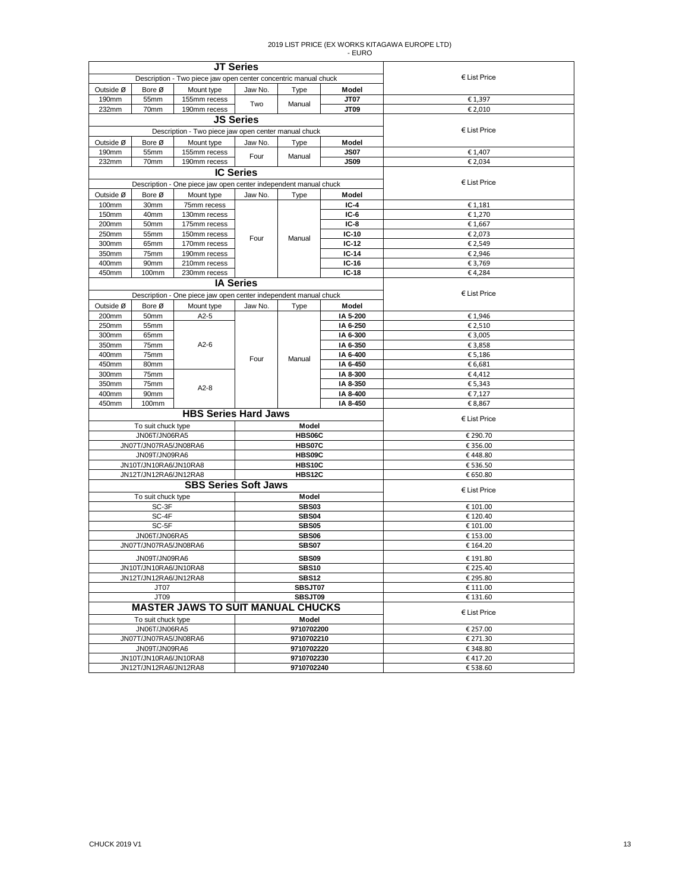2019 LIST PRICE (EX WORKS KITAGAWA EUROPE LTD) - EURO

## JT Series

Description - Two piece jaw open center concentric manual chuck

| Outside Ø | Bore Ø | Mount type | Jaw No. | Type | Model | € List Price |
|---|---|---|---|---|---|---|
| 190mm | 55mm | 155mm recess | Two | Manual | **JT07** | € 1,397 |
| 232mm | 70mm | 190mm recess | | | **JT09** | € 2,010 |

## JS Series

Description - Two piece jaw open center manual chuck

| Outside Ø | Bore Ø | Mount type | Jaw No. | Type | Model | € List Price |
|---|---|---|---|---|---|---|
| 190mm | 55mm | 155mm recess | Four | Manual | **JS07** | € 1,407 |
| 232mm | 70mm | 190mm recess | | | **JS09** | € 2,034 |

## IC Series

Description - One piece jaw open center independent manual chuck

| Outside Ø | Bore Ø | Mount type | Jaw No. | Type | Model | € List Price |
|---|---|---|---|---|---|---|
| 100mm | 30mm | 75mm recess | Four | Manual | **IC-4** | € 1,181 |
| 150mm | 40mm | 130mm recess | | | **IC-6** | € 1,270 |
| 200mm | 50mm | 175mm recess | | | **IC-8** | € 1,667 |
| 250mm | 55mm | 150mm recess | | | **IC-10** | € 2,073 |
| 300mm | 65mm | 170mm recess | | | **IC-12** | € 2,549 |
| 350mm | 75mm | 190mm recess | | | **IC-14** | € 2,946 |
| 400mm | 90mm | 210mm recess | | | **IC-16** | € 3,769 |
| 450mm | 100mm | 230mm recess | | | **IC-18** | € 4,284 |

## IA Series

Description - One piece jaw open center independent manual chuck

| Outside Ø | Bore Ø | Mount type | Jaw No. | Type | Model | € List Price |
|---|---|---|---|---|---|---|
| 200mm | 50mm | A2-5 | Four | Manual | **IA 5-200** | € 1,946 |
| 250mm | 55mm | A2-6 | | | **IA 6-250** | € 2,510 |
| 300mm | 65mm | | | | **IA 6-300** | € 3,005 |
| 350mm | 75mm | | | | **IA 6-350** | € 3,858 |
| 400mm | 75mm | | | | **IA 6-400** | € 5,186 |
| 450mm | 80mm | | | | **IA 6-450** | € 6,681 |
| 300mm | 75mm | A2-8 | | | **IA 8-300** | € 4,412 |
| 350mm | 75mm | | | | **IA 8-350** | € 5,343 |
| 400mm | 90mm | | | | **IA 8-400** | € 7,127 |
| 450mm | 100mm | | | | **IA 8-450** | € 8,867 |

## HBS Series Hard Jaws

| To suit chuck type | Model | € List Price |
|---|---|---|
| JN06T/JN06RA5 | **HBS06C** | € 290.70 |
| JN07T/JN07RA5/JN08RA6 | **HBS07C** | € 356.00 |
| JN09T/JN09RA6 | **HBS09C** | € 448.80 |
| JN10T/JN10RA6/JN10RA8 | **HBS10C** | € 536.50 |
| JN12T/JN12RA6/JN12RA8 | **HBS12C** | € 650.80 |

## SBS Series Soft Jaws

| To suit chuck type | Model | € List Price |
|---|---|---|
| SC-3F | **SBS03** | € 101.00 |
| SC-4F | **SBS04** | € 120.40 |
| SC-5F | **SBS05** | € 101.00 |
| JN06T/JN06RA5 | **SBS06** | € 153.00 |
| JN07T/JN07RA5/JN08RA6 | **SBS07** | € 164.20 |
| JN09T/JN09RA6 | **SBS09** | € 191.80 |
| JN10T/JN10RA6/JN10RA8 | **SBS10** | € 225.40 |
| JN12T/JN12RA6/JN12RA8 | **SBS12** | € 295.80 |
| JT07 | **SBSJT07** | € 111.00 |
| JT09 | **SBSJT09** | € 131.60 |

## MASTER JAWS TO SUIT MANUAL CHUCKS

| To suit chuck type | Model | € List Price |
|---|---|---|
| JN06T/JN06RA5 | **9710702200** | € 257.00 |
| JN07T/JN07RA5/JN08RA6 | **9710702210** | € 271.30 |
| JN09T/JN09RA6 | **9710702220** | € 348.80 |
| JN10T/JN10RA6/JN10RA8 | **9710702230** | € 417.20 |
| JN12T/JN12RA6/JN12RA8 | **9710702240** | € 538.60 |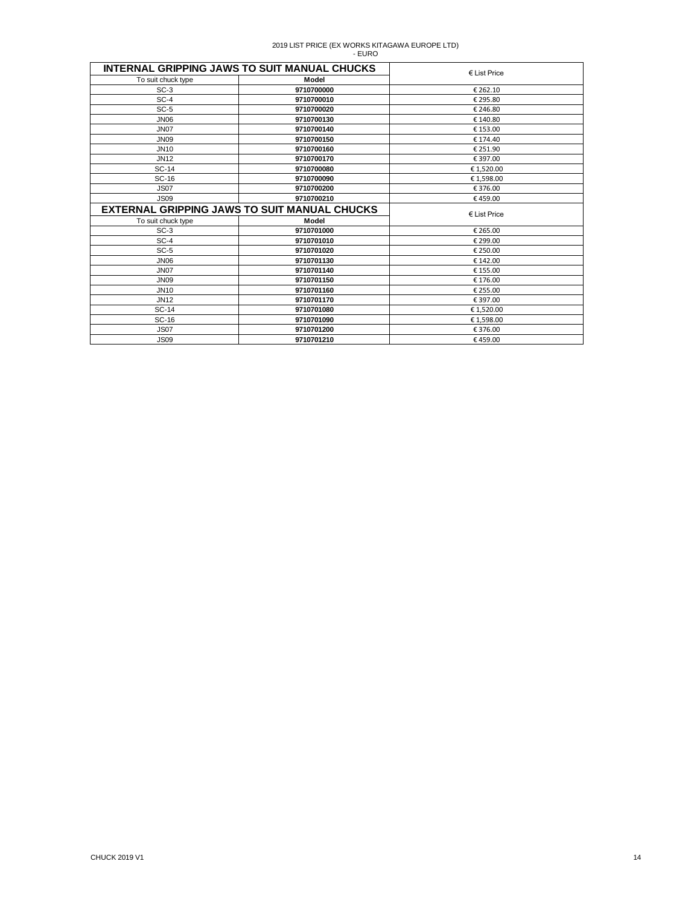2019 LIST PRICE (EX WORKS KITAGAWA EUROPE LTD) - EURO

| INTERNAL GRIPPING JAWS TO SUIT MANUAL CHUCKS | | € List Price |
|---|---|---|
| To suit chuck type | **Model** | |
| SC-3 | **9710700000** | € 262.10 |
| SC-4 | **9710700010** | € 295.80 |
| SC-5 | **9710700020** | € 246.80 |
| JN06 | **9710700130** | € 140.80 |
| JN07 | **9710700140** | € 153.00 |
| JN09 | **9710700150** | € 174.40 |
| JN10 | **9710700160** | € 251.90 |
| JN12 | **9710700170** | € 397.00 |
| SC-14 | **9710700080** | € 1,520.00 |
| SC-16 | **9710700090** | € 1,598.00 |
| JS07 | **9710700200** | € 376.00 |
| JS09 | **9710700210** | € 459.00 |

| EXTERNAL GRIPPING JAWS TO SUIT MANUAL CHUCKS | | € List Price |
|---|---|---|
| To suit chuck type | **Model** | |
| SC-3 | **9710701000** | € 265.00 |
| SC-4 | **9710701010** | € 299.00 |
| SC-5 | **9710701020** | € 250.00 |
| JN06 | **9710701130** | € 142.00 |
| JN07 | **9710701140** | € 155.00 |
| JN09 | **9710701150** | € 176.00 |
| JN10 | **9710701160** | € 255.00 |
| JN12 | **9710701170** | € 397.00 |
| SC-14 | **9710701080** | € 1,520.00 |
| SC-16 | **9710701090** | € 1,598.00 |
| JS07 | **9710701200** | € 376.00 |
| JS09 | **9710701210** | € 459.00 |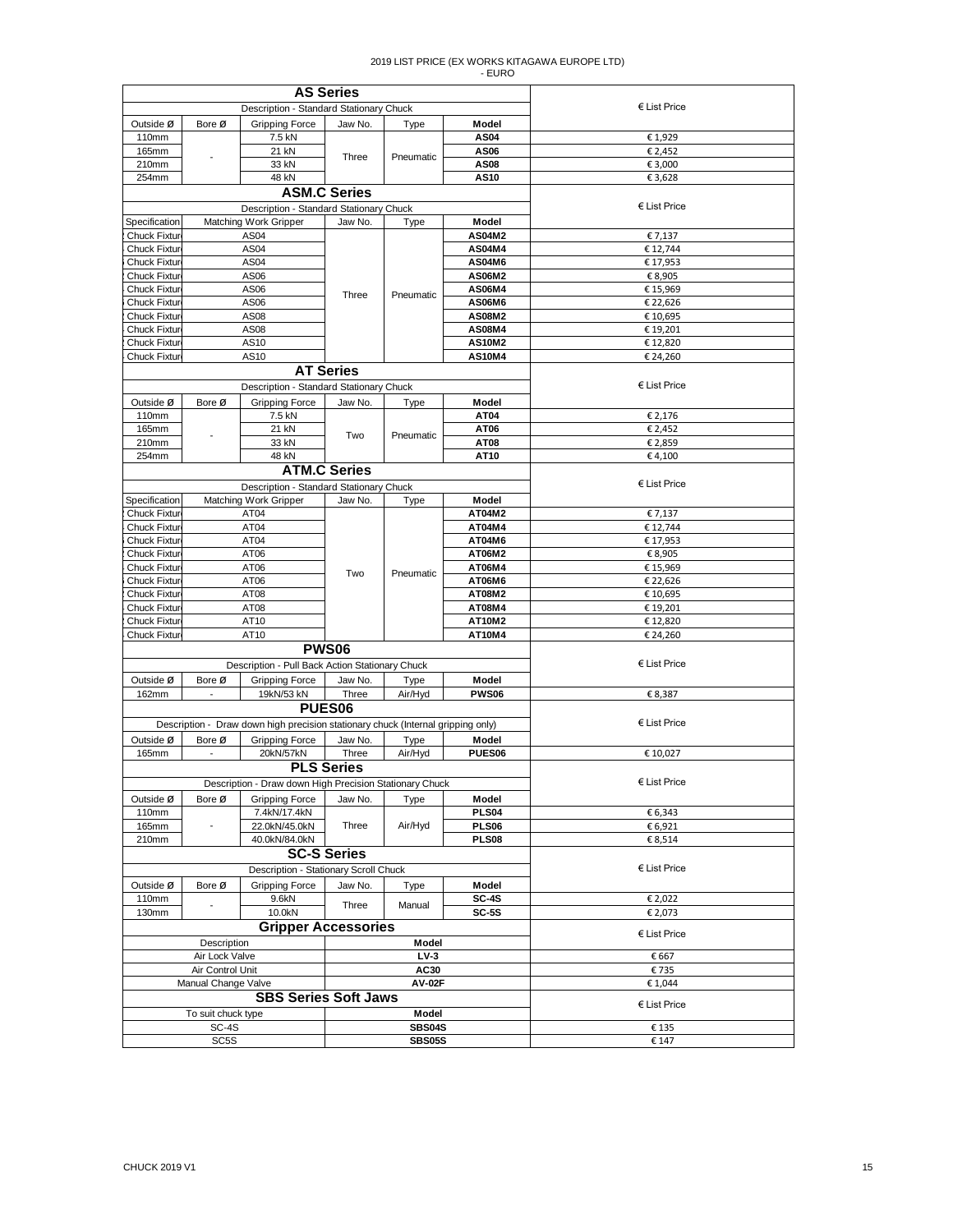2019 LIST PRICE (EX WORKS KITAGAWA EUROPE LTD) - EURO

## AS Series

| Description - Standard Stationary Chuck | | | | | | € List Price |
|---|---|---|---|---|---|---|
| Outside Ø | Bore Ø | Gripping Force | Jaw No. | Type | Model | |
| 110mm | - | 7.5 kN | Three | Pneumatic | **AS04** | € 1,929 |
| 165mm | | 21 kN | | | **AS06** | € 2,452 |
| 210mm | | 33 kN | | | **AS08** | € 3,000 |
| 254mm | | 48 kN | | | **AS10** | € 3,628 |

## ASM.C Series

| Description - Standard Stationary Chuck | | | | | € List Price |
|---|---|---|---|---|---|
| Specification | Matching Work Gripper | Jaw No. | Type | Model | |
| Chuck Fixtur | AS04 | Three | Pneumatic | **AS04M2** | € 7,137 |
| Chuck Fixtur | AS04 | | | **AS04M4** | € 12,744 |
| Chuck Fixtur | AS04 | | | **AS04M6** | € 17,953 |
| Chuck Fixtur | AS06 | | | **AS06M2** | € 8,905 |
| Chuck Fixtur | AS06 | | | **AS06M4** | € 15,969 |
| Chuck Fixtur | AS06 | | | **AS06M6** | € 22,626 |
| Chuck Fixtur | AS08 | | | **AS08M2** | € 10,695 |
| Chuck Fixtur | AS08 | | | **AS08M4** | € 19,201 |
| Chuck Fixtur | AS10 | | | **AS10M2** | € 12,820 |
| Chuck Fixtur | AS10 | | | **AS10M4** | € 24,260 |

## AT Series

| Description - Standard Stationary Chuck | | | | | | € List Price |
|---|---|---|---|---|---|---|
| Outside Ø | Bore Ø | Gripping Force | Jaw No. | Type | Model | |
| 110mm | - | 7.5 kN | Two | Pneumatic | **AT04** | € 2,176 |
| 165mm | | 21 kN | | | **AT06** | € 2,452 |
| 210mm | | 33 kN | | | **AT08** | € 2,859 |
| 254mm | | 48 kN | | | **AT10** | € 4,100 |

## ATM.C Series

| Description - Standard Stationary Chuck | | | | | € List Price |
|---|---|---|---|---|---|
| Specification | Matching Work Gripper | Jaw No. | Type | Model | |
| Chuck Fixtur | AT04 | Two | Pneumatic | **AT04M2** | € 7,137 |
| Chuck Fixtur | AT04 | | | **AT04M4** | € 12,744 |
| Chuck Fixtur | AT04 | | | **AT04M6** | € 17,953 |
| Chuck Fixtur | AT06 | | | **AT06M2** | € 8,905 |
| Chuck Fixtur | AT06 | | | **AT06M4** | € 15,969 |
| Chuck Fixtur | AT06 | | | **AT06M6** | € 22,626 |
| Chuck Fixtur | AT08 | | | **AT08M2** | € 10,695 |
| Chuck Fixtur | AT08 | | | **AT08M4** | € 19,201 |
| Chuck Fixtur | AT10 | | | **AT10M2** | € 12,820 |
| Chuck Fixtur | AT10 | | | **AT10M4** | € 24,260 |

## PWS06

| Description - Pull Back Action Stationary Chuck | | | | | | € List Price |
|---|---|---|---|---|---|---|
| Outside Ø | Bore Ø | Gripping Force | Jaw No. | Type | Model | |
| 162mm | - | 19kN/53 kN | Three | Air/Hyd | **PWS06** | € 8,387 |

## PUES06

| Description - Draw down high precision stationary chuck (Internal gripping only) | | | | | | € List Price |
|---|---|---|---|---|---|---|
| Outside Ø | Bore Ø | Gripping Force | Jaw No. | Type | Model | |
| 165mm | - | 20kN/57kN | Three | Air/Hyd | **PUES06** | € 10,027 |

## PLS Series

| Description - Draw down High Precision Stationary Chuck | | | | | | € List Price |
|---|---|---|---|---|---|---|
| Outside Ø | Bore Ø | Gripping Force | Jaw No. | Type | Model | |
| 110mm | - | 7.4kN/17.4kN | Three | Air/Hyd | **PLS04** | € 6,343 |
| 165mm | | 22.0kN/45.0kN | | | **PLS06** | € 6,921 |
| 210mm | | 40.0kN/84.0kN | | | **PLS08** | € 8,514 |

## SC-S Series

| Description - Stationary Scroll Chuck | | | | | | € List Price |
|---|---|---|---|---|---|---|
| Outside Ø | Bore Ø | Gripping Force | Jaw No. | Type | Model | |
| 110mm | - | 9.6kN | Three | Manual | **SC-4S** | € 2,022 |
| 130mm | | 10.0kN | | | **SC-5S** | € 2,073 |

## Gripper Accessories

| Description | Model | € List Price |
|---|---|---|
| Air Lock Valve | **LV-3** | € 667 |
| Air Control Unit | **AC30** | € 735 |
| Manual Change Valve | **AV-02F** | € 1,044 |

## SBS Series Soft Jaws

| To suit chuck type | Model | € List Price |
|---|---|---|
| SC-4S | **SBS04S** | € 135 |
| SC5S | **SBS05S** | € 147 |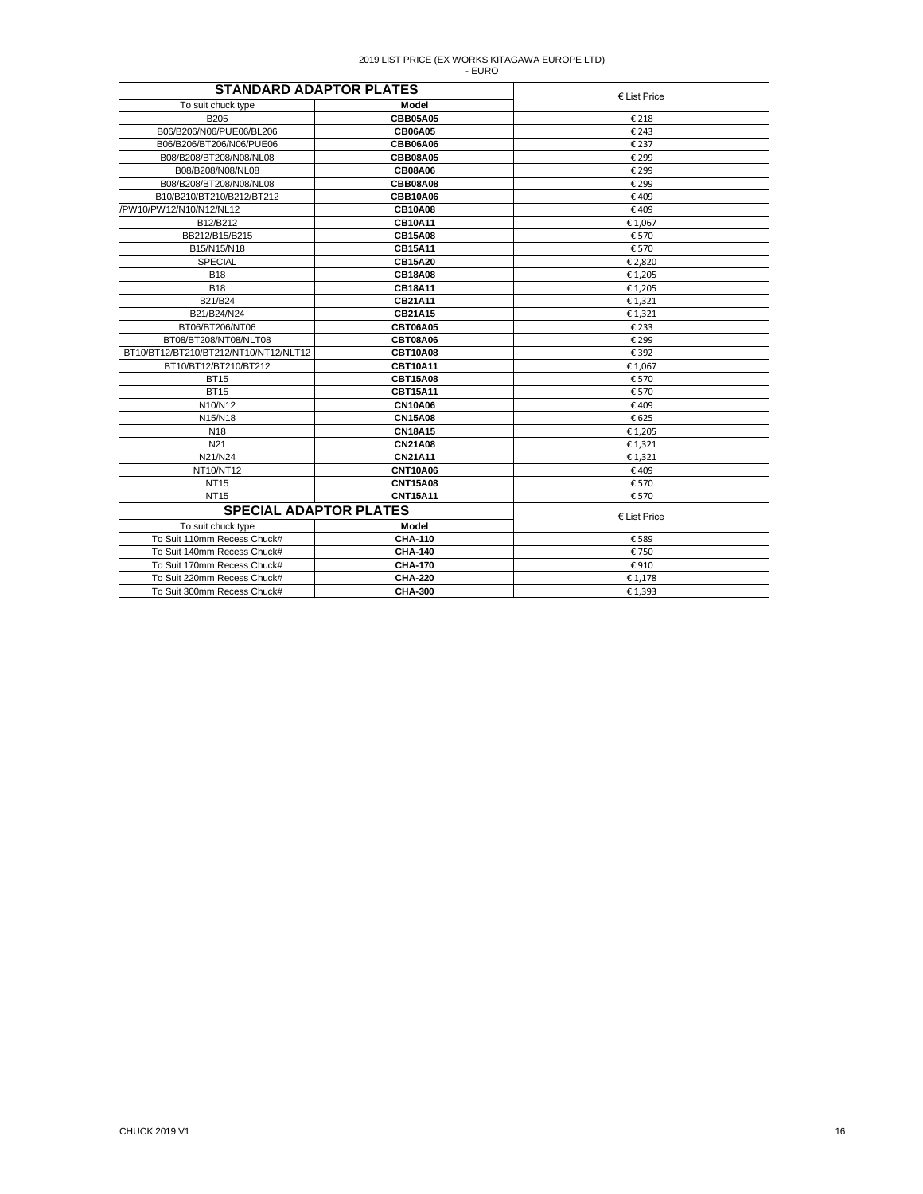2019 LIST PRICE (EX WORKS KITAGAWA EUROPE LTD) - EURO

| STANDARD ADAPTOR PLATES | | € List Price |
|---|---|---|
| To suit chuck type | **Model** | |
| B205 | **CBB05A05** | € 218 |
| B06/B206/N06/PUE06/BL206 | **CB06A05** | € 243 |
| B06/B206/BT206/N06/PUE06 | **CBB06A06** | € 237 |
| B08/B208/BT208/N08/NL08 | **CBB08A05** | € 299 |
| B08/B208/N08/NL08 | **CB08A06** | € 299 |
| B08/B208/BT208/N08/NL08 | **CBB08A08** | € 299 |
| B10/B210/BT210/B212/BT212 | **CBB10A06** | € 409 |
| /PW10/PW12/N10/N12/NL12 | **CB10A08** | € 409 |
| B12/B212 | **CB10A11** | € 1,067 |
| BB212/B15/B215 | **CB15A08** | € 570 |
| B15/N15/N18 | **CB15A11** | € 570 |
| SPECIAL | **CB15A20** | € 2,820 |
| B18 | **CB18A08** | € 1,205 |
| B18 | **CB18A11** | € 1,205 |
| B21/B24 | **CB21A11** | € 1,321 |
| B21/B24/N24 | **CB21A15** | € 1,321 |
| BT06/BT206/NT06 | **CBT06A05** | € 233 |
| BT08/BT208/NT08/NLT08 | **CBT08A06** | € 299 |
| BT10/BT12/BT210/BT212/NT10/NT12/NLT12 | **CBT10A08** | € 392 |
| BT10/BT12/BT210/BT212 | **CBT10A11** | € 1,067 |
| BT15 | **CBT15A08** | € 570 |
| BT15 | **CBT15A11** | € 570 |
| N10/N12 | **CN10A06** | € 409 |
| N15/N18 | **CN15A08** | € 625 |
| N18 | **CN18A15** | € 1,205 |
| N21 | **CN21A08** | € 1,321 |
| N21/N24 | **CN21A11** | € 1,321 |
| NT10/NT12 | **CNT10A06** | € 409 |
| NT15 | **CNT15A08** | € 570 |
| NT15 | **CNT15A11** | € 570 |
| **SPECIAL ADAPTOR PLATES** | | **€ List Price** |
| To suit chuck type | **Model** | |
| To Suit 110mm Recess Chuck# | **CHA-110** | € 589 |
| To Suit 140mm Recess Chuck# | **CHA-140** | € 750 |
| To Suit 170mm Recess Chuck# | **CHA-170** | € 910 |
| To Suit 220mm Recess Chuck# | **CHA-220** | € 1,178 |
| To Suit 300mm Recess Chuck# | **CHA-300** | € 1,393 |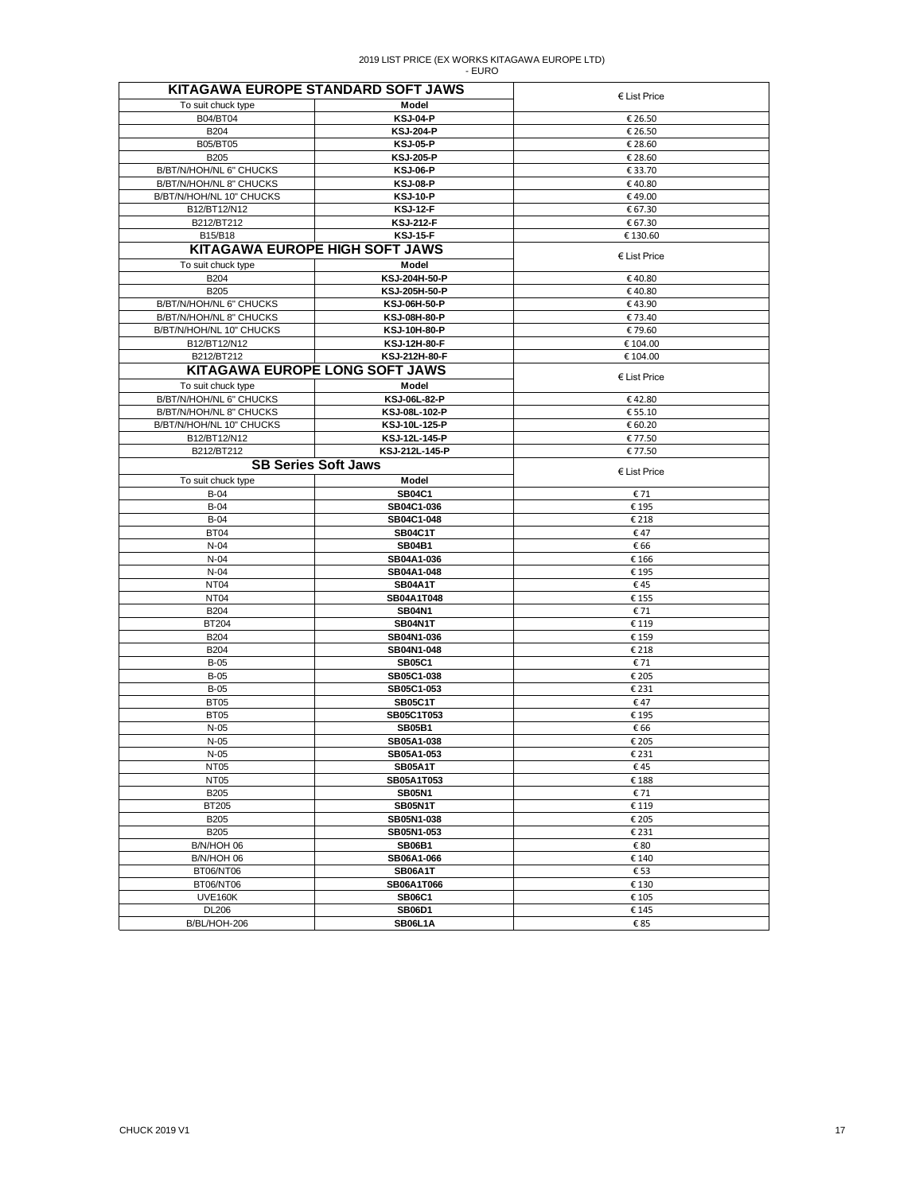2019 LIST PRICE (EX WORKS KITAGAWA EUROPE LTD) - EURO

| KITAGAWA EUROPE STANDARD SOFT JAWS | | € List Price |
|---|---|---|
| To suit chuck type | Model | |
| B04/BT04 | **KSJ-04-P** | € 26.50 |
| B204 | **KSJ-204-P** | € 26.50 |
| B05/BT05 | **KSJ-05-P** | € 28.60 |
| B205 | **KSJ-205-P** | € 28.60 |
| B/BT/N/HOH/NL 6" CHUCKS | **KSJ-06-P** | € 33.70 |
| B/BT/N/HOH/NL 8" CHUCKS | **KSJ-08-P** | € 40.80 |
| B/BT/N/HOH/NL 10" CHUCKS | **KSJ-10-P** | € 49.00 |
| B12/BT12/N12 | **KSJ-12-F** | € 67.30 |
| B212/BT212 | **KSJ-212-F** | € 67.30 |
| B15/B18 | **KSJ-15-F** | € 130.60 |

| KITAGAWA EUROPE HIGH SOFT JAWS | | € List Price |
|---|---|---|
| To suit chuck type | Model | |
| B204 | **KSJ-204H-50-P** | € 40.80 |
| B205 | **KSJ-205H-50-P** | € 40.80 |
| B/BT/N/HOH/NL 6" CHUCKS | **KSJ-06H-50-P** | € 43.90 |
| B/BT/N/HOH/NL 8" CHUCKS | **KSJ-08H-80-P** | € 73.40 |
| B/BT/N/HOH/NL 10" CHUCKS | **KSJ-10H-80-P** | € 79.60 |
| B12/BT12/N12 | **KSJ-12H-80-F** | € 104.00 |
| B212/BT212 | **KSJ-212H-80-F** | € 104.00 |

| KITAGAWA EUROPE LONG SOFT JAWS | | € List Price |
|---|---|---|
| To suit chuck type | Model | |
| B/BT/N/HOH/NL 6" CHUCKS | **KSJ-06L-82-P** | € 42.80 |
| B/BT/N/HOH/NL 8" CHUCKS | **KSJ-08L-102-P** | € 55.10 |
| B/BT/N/HOH/NL 10" CHUCKS | **KSJ-10L-125-P** | € 60.20 |
| B12/BT12/N12 | **KSJ-12L-145-P** | € 77.50 |
| B212/BT212 | **KSJ-212L-145-P** | € 77.50 |

| SB Series Soft Jaws | | € List Price |
|---|---|---|
| To suit chuck type | Model | |
| B-04 | **SB04C1** | € 71 |
| B-04 | **SB04C1-036** | € 195 |
| B-04 | **SB04C1-048** | € 218 |
| BT04 | **SB04C1T** | € 47 |
| N-04 | **SB04B1** | € 66 |
| N-04 | **SB04A1-036** | € 166 |
| N-04 | **SB04A1-048** | € 195 |
| NT04 | **SB04A1T** | € 45 |
| NT04 | **SB04A1T048** | € 155 |
| B204 | **SB04N1** | € 71 |
| BT204 | **SB04N1T** | € 119 |
| B204 | **SB04N1-036** | € 159 |
| B204 | **SB04N1-048** | € 218 |
| B-05 | **SB05C1** | € 71 |
| B-05 | **SB05C1-038** | € 205 |
| B-05 | **SB05C1-053** | € 231 |
| BT05 | **SB05C1T** | € 47 |
| BT05 | **SB05C1T053** | € 195 |
| N-05 | **SB05B1** | € 66 |
| N-05 | **SB05A1-038** | € 205 |
| N-05 | **SB05A1-053** | € 231 |
| NT05 | **SB05A1T** | € 45 |
| NT05 | **SB05A1T053** | € 188 |
| B205 | **SB05N1** | € 71 |
| BT205 | **SB05N1T** | € 119 |
| B205 | **SB05N1-038** | € 205 |
| B205 | **SB05N1-053** | € 231 |
| B/N/HOH 06 | **SB06B1** | € 80 |
| B/N/HOH 06 | **SB06A1-066** | € 140 |
| BT06/NT06 | **SB06A1T** | € 53 |
| BT06/NT06 | **SB06A1T066** | € 130 |
| UVE160K | **SB06C1** | € 105 |
| DL206 | **SB06D1** | € 145 |
| B/BL/HOH-206 | **SB06L1A** | € 85 |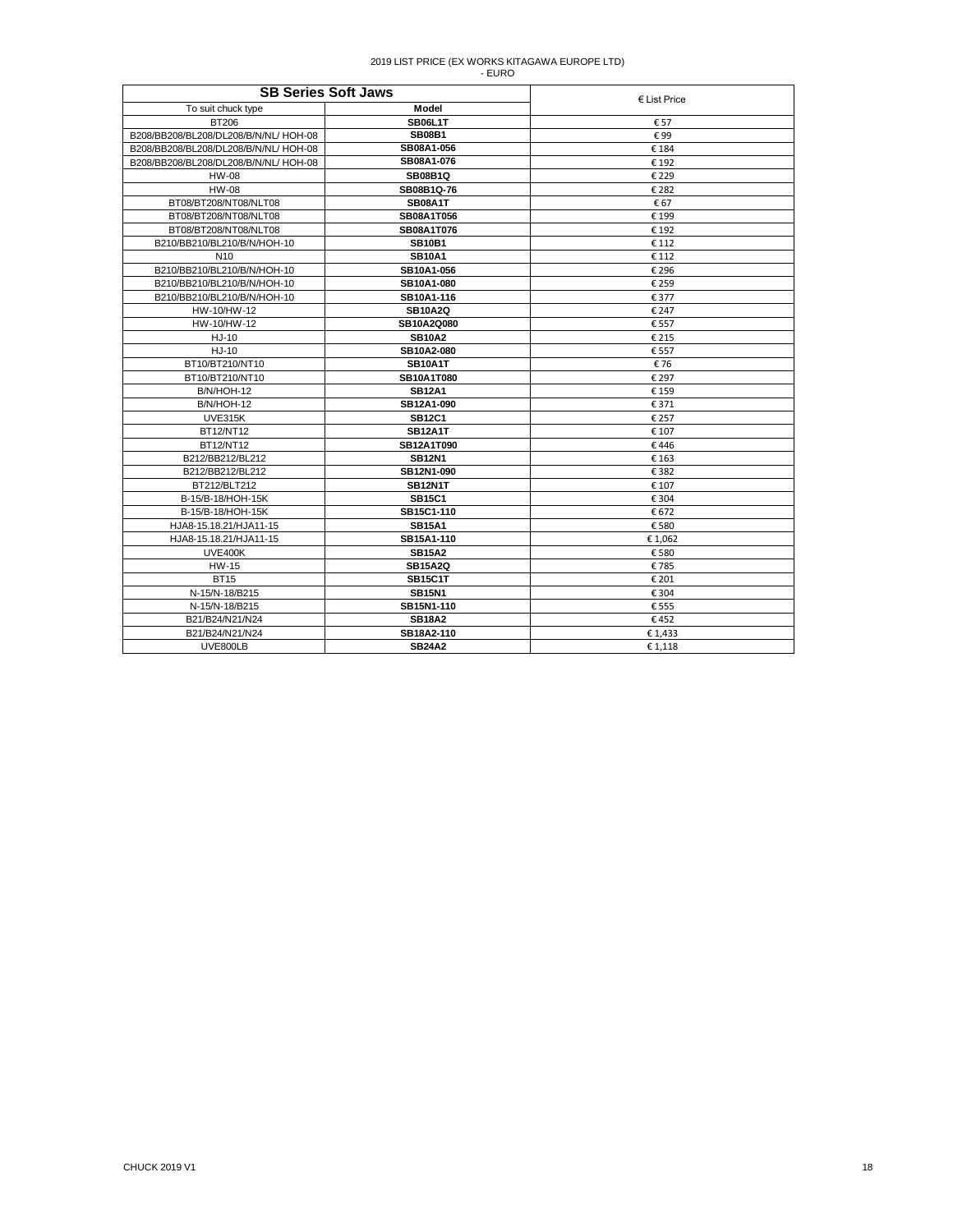2019 LIST PRICE (EX WORKS KITAGAWA EUROPE LTD) - EURO

| SB Series Soft Jaws | | € List Price |
|---|---|---|
| To suit chuck type | Model | |
| BT206 | **SB06L1T** | € 57 |
| B208/BB208/BL208/DL208/B/N/NL/ HOH-08 | **SB08B1** | € 99 |
| B208/BB208/BL208/DL208/B/N/NL/ HOH-08 | **SB08A1-056** | € 184 |
| B208/BB208/BL208/DL208/B/N/NL/ HOH-08 | **SB08A1-076** | € 192 |
| HW-08 | **SB08B1Q** | € 229 |
| HW-08 | **SB08B1Q-76** | € 282 |
| BT08/BT208/NT08/NLT08 | **SB08A1T** | € 67 |
| BT08/BT208/NT08/NLT08 | **SB08A1T056** | € 199 |
| BT08/BT208/NT08/NLT08 | **SB08A1T076** | € 192 |
| B210/BB210/BL210/B/N/HOH-10 | **SB10B1** | € 112 |
| N10 | **SB10A1** | € 112 |
| B210/BB210/BL210/B/N/HOH-10 | **SB10A1-056** | € 296 |
| B210/BB210/BL210/B/N/HOH-10 | **SB10A1-080** | € 259 |
| B210/BB210/BL210/B/N/HOH-10 | **SB10A1-116** | € 377 |
| HW-10/HW-12 | **SB10A2Q** | € 247 |
| HW-10/HW-12 | **SB10A2Q080** | € 557 |
| HJ-10 | **SB10A2** | € 215 |
| HJ-10 | **SB10A2-080** | € 557 |
| BT10/BT210/NT10 | **SB10A1T** | € 76 |
| BT10/BT210/NT10 | **SB10A1T080** | € 297 |
| B/N/HOH-12 | **SB12A1** | € 159 |
| B/N/HOH-12 | **SB12A1-090** | € 371 |
| UVE315K | **SB12C1** | € 257 |
| BT12/NT12 | **SB12A1T** | € 107 |
| BT12/NT12 | **SB12A1T090** | € 446 |
| B212/BB212/BL212 | **SB12N1** | € 163 |
| B212/BB212/BL212 | **SB12N1-090** | € 382 |
| BT212/BLT212 | **SB12N1T** | € 107 |
| B-15/B-18/HOH-15K | **SB15C1** | € 304 |
| B-15/B-18/HOH-15K | **SB15C1-110** | € 672 |
| HJA8-15.18.21/HJA11-15 | **SB15A1** | € 580 |
| HJA8-15.18.21/HJA11-15 | **SB15A1-110** | € 1,062 |
| UVE400K | **SB15A2** | € 580 |
| HW-15 | **SB15A2Q** | € 785 |
| BT15 | **SB15C1T** | € 201 |
| N-15/N-18/B215 | **SB15N1** | € 304 |
| N-15/N-18/B215 | **SB15N1-110** | € 555 |
| B21/B24/N21/N24 | **SB18A2** | € 452 |
| B21/B24/N21/N24 | **SB18A2-110** | € 1,433 |
| UVE800LB | **SB24A2** | € 1,118 |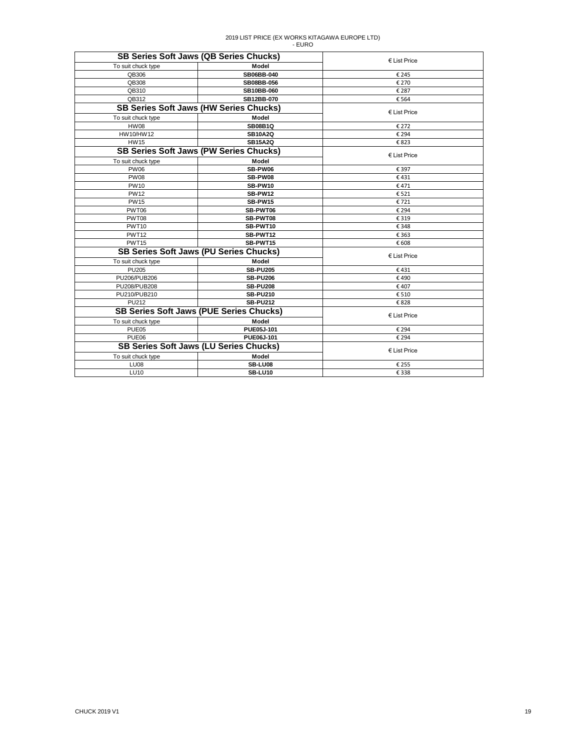2019 LIST PRICE (EX WORKS KITAGAWA EUROPE LTD)
- EURO

| SB Series Soft Jaws (QB Series Chucks) | | € List Price |
|---|---|---|
| To suit chuck type | **Model** | |
| QB306 | **SB06BB-040** | € 245 |
| QB308 | **SB08BB-056** | € 270 |
| QB310 | **SB10BB-060** | € 287 |
| QB312 | **SB12BB-070** | € 564 |
| **SB Series Soft Jaws (HW Series Chucks)** | | € List Price |
| To suit chuck type | **Model** | |
| HW08 | **SB08B1Q** | € 272 |
| HW10/HW12 | **SB10A2Q** | € 294 |
| HW15 | **SB15A2Q** | € 823 |
| **SB Series Soft Jaws (PW Series Chucks)** | | € List Price |
| To suit chuck type | **Model** | |
| PW06 | **SB-PW06** | € 397 |
| PW08 | **SB-PW08** | € 431 |
| PW10 | **SB-PW10** | € 471 |
| PW12 | **SB-PW12** | € 521 |
| PW15 | **SB-PW15** | € 721 |
| PWT06 | **SB-PWT06** | € 294 |
| PWT08 | **SB-PWT08** | € 319 |
| PWT10 | **SB-PWT10** | € 348 |
| PWT12 | **SB-PWT12** | € 363 |
| PWT15 | **SB-PWT15** | € 608 |
| **SB Series Soft Jaws (PU Series Chucks)** | | € List Price |
| To suit chuck type | **Model** | |
| PU205 | **SB-PU205** | € 431 |
| PU206/PUB206 | **SB-PU206** | € 490 |
| PU208/PUB208 | **SB-PU208** | € 407 |
| PU210/PUB210 | **SB-PU210** | € 510 |
| PU212 | **SB-PU212** | € 828 |
| **SB Series Soft Jaws (PUE Series Chucks)** | | € List Price |
| To suit chuck type | **Model** | |
| PUE05 | **PUE05J-101** | € 294 |
| PUE06 | **PUE06J-101** | € 294 |
| **SB Series Soft Jaws (LU Series Chucks)** | | € List Price |
| To suit chuck type | **Model** | |
| LU08 | **SB-LU08** | € 255 |
| LU10 | **SB-LU10** | € 338 |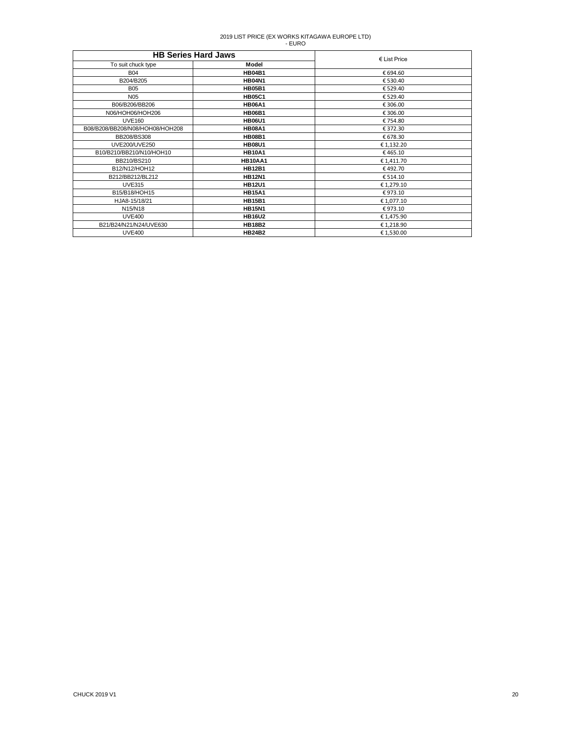2019 LIST PRICE (EX WORKS KITAGAWA EUROPE LTD) - EURO

| HB Series Hard Jaws | | € List Price |
|---|---|---|
| To suit chuck type | Model | |
| B04 | **HB04B1** | € 694.60 |
| B204/B205 | **HB04N1** | € 530.40 |
| B05 | **HB05B1** | € 529.40 |
| N05 | **HB05C1** | € 529.40 |
| B06/B206/BB206 | **HB06A1** | € 306.00 |
| N06/HOH06/HOH206 | **HB06B1** | € 306.00 |
| UVE160 | **HB06U1** | € 754.80 |
| B08/B208/BB208/N08/HOH08/HOH208 | **HB08A1** | € 372.30 |
| BB208/BS308 | **HB08B1** | € 678.30 |
| UVE200/UVE250 | **HB08U1** | € 1,132.20 |
| B10/B210/BB210/N10/HOH10 | **HB10A1** | € 465.10 |
| BB210/BS210 | **HB10AA1** | € 1,411.70 |
| B12/N12/HOH12 | **HB12B1** | € 492.70 |
| B212/BB212/BL212 | **HB12N1** | € 514.10 |
| UVE315 | **HB12U1** | € 1,279.10 |
| B15/B18/HOH15 | **HB15A1** | € 973.10 |
| HJA8-15/18/21 | **HB15B1** | € 1,077.10 |
| N15/N18 | **HB15N1** | € 973.10 |
| UVE400 | **HB16U2** | € 1,475.90 |
| B21/B24/N21/N24/UVE630 | **HB18B2** | € 1,218.90 |
| UVE400 | **HB24B2** | € 1,530.00 |

CHUCK 2019 V1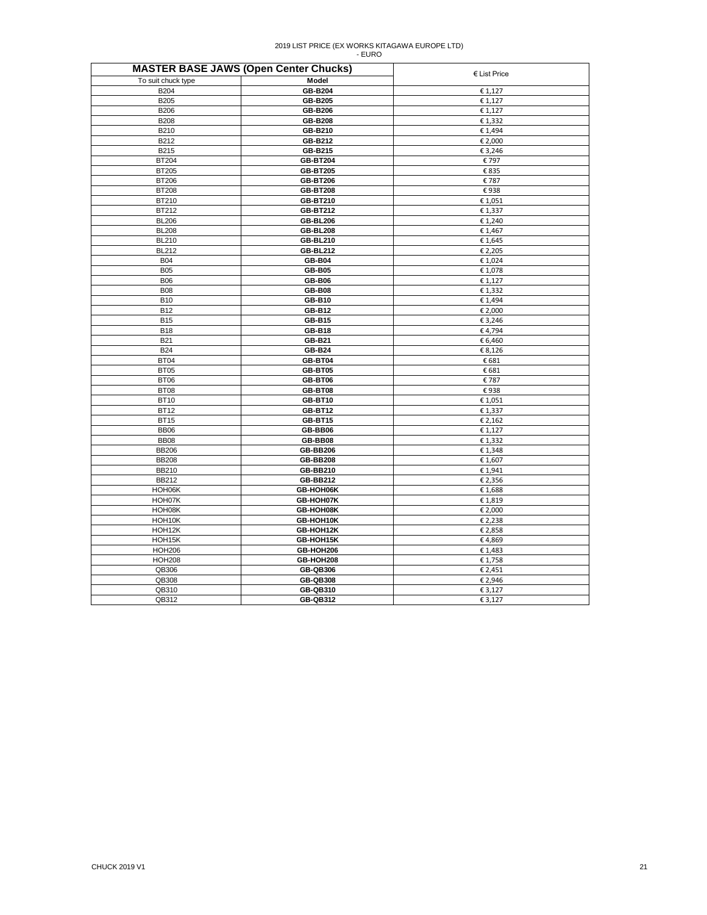2019 LIST PRICE (EX WORKS KITAGAWA EUROPE LTD) - EURO

| MASTER BASE JAWS (Open Center Chucks) | | € List Price |
|---|---|---|
| To suit chuck type | Model | |
| B204 | **GB-B204** | € 1,127 |
| B205 | **GB-B205** | € 1,127 |
| B206 | **GB-B206** | € 1,127 |
| B208 | **GB-B208** | € 1,332 |
| B210 | **GB-B210** | € 1,494 |
| B212 | **GB-B212** | € 2,000 |
| B215 | **GB-B215** | € 3,246 |
| BT204 | **GB-BT204** | € 797 |
| BT205 | **GB-BT205** | € 835 |
| BT206 | **GB-BT206** | € 787 |
| BT208 | **GB-BT208** | € 938 |
| BT210 | **GB-BT210** | € 1,051 |
| BT212 | **GB-BT212** | € 1,337 |
| BL206 | **GB-BL206** | € 1,240 |
| BL208 | **GB-BL208** | € 1,467 |
| BL210 | **GB-BL210** | € 1,645 |
| BL212 | **GB-BL212** | € 2,205 |
| B04 | **GB-B04** | € 1,024 |
| B05 | **GB-B05** | € 1,078 |
| B06 | **GB-B06** | € 1,127 |
| B08 | **GB-B08** | € 1,332 |
| B10 | **GB-B10** | € 1,494 |
| B12 | **GB-B12** | € 2,000 |
| B15 | **GB-B15** | € 3,246 |
| B18 | **GB-B18** | € 4,794 |
| B21 | **GB-B21** | € 6,460 |
| B24 | **GB-B24** | € 8,126 |
| BT04 | **GB-BT04** | € 681 |
| BT05 | **GB-BT05** | € 681 |
| BT06 | **GB-BT06** | € 787 |
| BT08 | **GB-BT08** | € 938 |
| BT10 | **GB-BT10** | € 1,051 |
| BT12 | **GB-BT12** | € 1,337 |
| BT15 | **GB-BT15** | € 2,162 |
| BB06 | **GB-BB06** | € 1,127 |
| BB08 | **GB-BB08** | € 1,332 |
| BB206 | **GB-BB206** | € 1,348 |
| BB208 | **GB-BB208** | € 1,607 |
| BB210 | **GB-BB210** | € 1,941 |
| BB212 | **GB-BB212** | € 2,356 |
| HOH06K | **GB-HOH06K** | € 1,688 |
| HOH07K | **GB-HOH07K** | € 1,819 |
| HOH08K | **GB-HOH08K** | € 2,000 |
| HOH10K | **GB-HOH10K** | € 2,238 |
| HOH12K | **GB-HOH12K** | € 2,858 |
| HOH15K | **GB-HOH15K** | € 4,869 |
| HOH206 | **GB-HOH206** | € 1,483 |
| HOH208 | **GB-HOH208** | € 1,758 |
| QB306 | **GB-QB306** | € 2,451 |
| QB308 | **GB-QB308** | € 2,946 |
| QB310 | **GB-QB310** | € 3,127 |
| QB312 | **GB-QB312** | € 3,127 |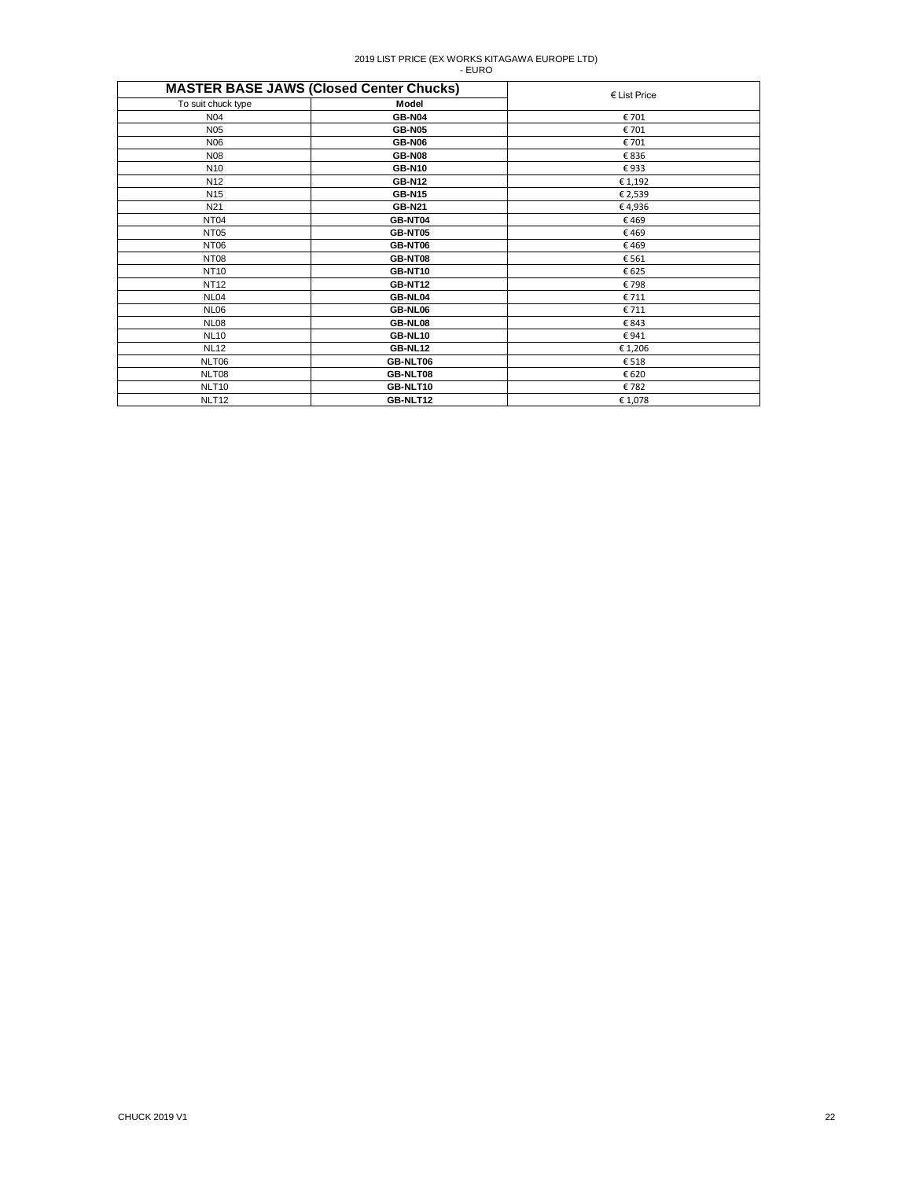2019 LIST PRICE (EX WORKS KITAGAWA EUROPE LTD) - EURO

| MASTER BASE JAWS (Closed Center Chucks) | | € List Price |
|---|---|---|
| To suit chuck type | **Model** | |
| N04 | **GB-N04** | € 701 |
| N05 | **GB-N05** | € 701 |
| N06 | **GB-N06** | € 701 |
| N08 | **GB-N08** | € 836 |
| N10 | **GB-N10** | € 933 |
| N12 | **GB-N12** | € 1,192 |
| N15 | **GB-N15** | € 2,539 |
| N21 | **GB-N21** | € 4,936 |
| NT04 | **GB-NT04** | € 469 |
| NT05 | **GB-NT05** | € 469 |
| NT06 | **GB-NT06** | € 469 |
| NT08 | **GB-NT08** | € 561 |
| NT10 | **GB-NT10** | € 625 |
| NT12 | **GB-NT12** | € 798 |
| NL04 | **GB-NL04** | € 711 |
| NL06 | **GB-NL06** | € 711 |
| NL08 | **GB-NL08** | € 843 |
| NL10 | **GB-NL10** | € 941 |
| NL12 | **GB-NL12** | € 1,206 |
| NLT06 | **GB-NLT06** | € 518 |
| NLT08 | **GB-NLT08** | € 620 |
| NLT10 | **GB-NLT10** | € 782 |
| NLT12 | **GB-NLT12** | € 1,078 |

CHUCK 2019 V1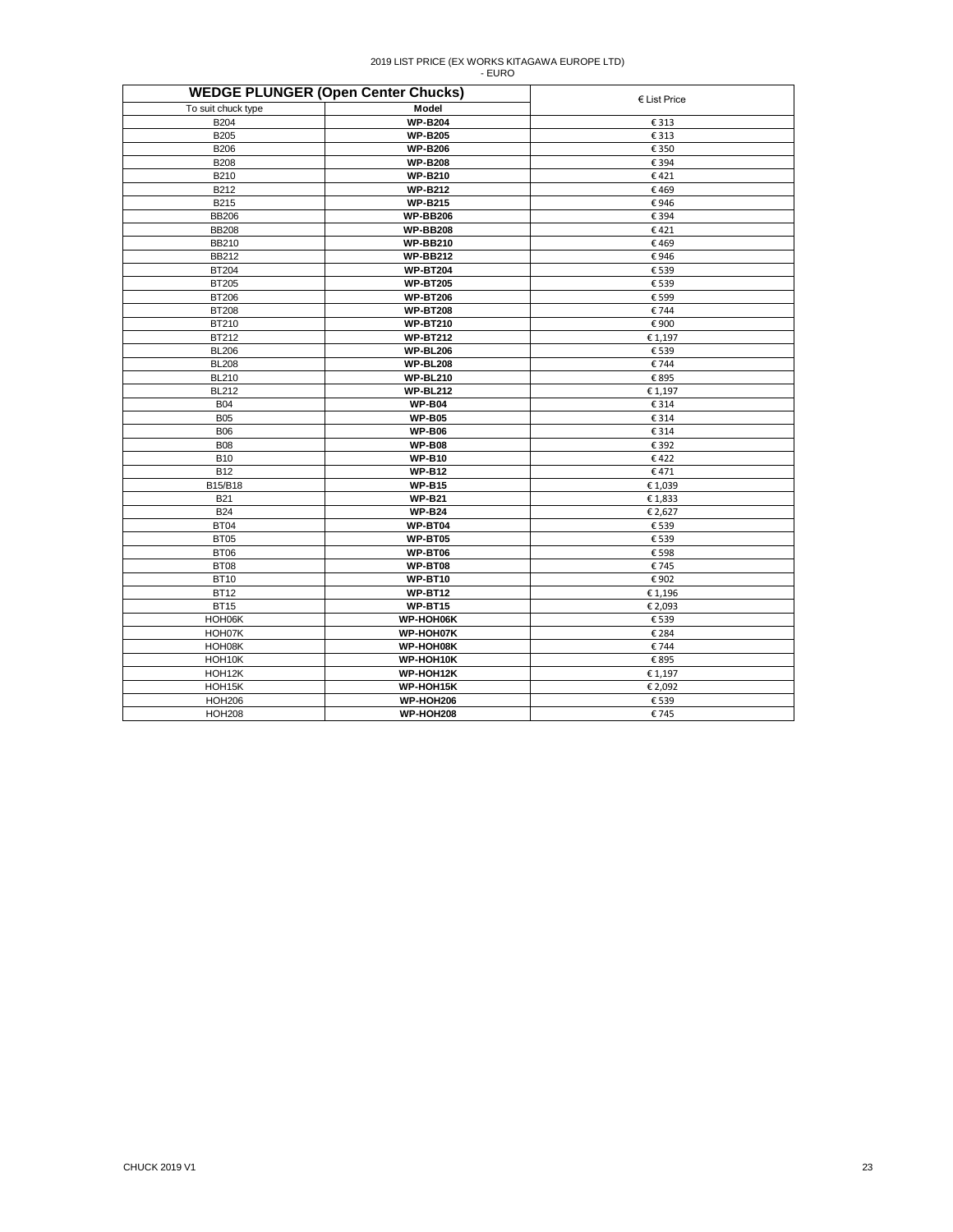2019 LIST PRICE (EX WORKS KITAGAWA EUROPE LTD) - EURO

| WEDGE PLUNGER (Open Center Chucks) | | € List Price |
|---|---|---|
| To suit chuck type | **Model** | |
| B204 | **WP-B204** | € 313 |
| B205 | **WP-B205** | € 313 |
| B206 | **WP-B206** | € 350 |
| B208 | **WP-B208** | € 394 |
| B210 | **WP-B210** | € 421 |
| B212 | **WP-B212** | € 469 |
| B215 | **WP-B215** | € 946 |
| BB206 | **WP-BB206** | € 394 |
| BB208 | **WP-BB208** | € 421 |
| BB210 | **WP-BB210** | € 469 |
| BB212 | **WP-BB212** | € 946 |
| BT204 | **WP-BT204** | € 539 |
| BT205 | **WP-BT205** | € 539 |
| BT206 | **WP-BT206** | € 599 |
| BT208 | **WP-BT208** | € 744 |
| BT210 | **WP-BT210** | € 900 |
| BT212 | **WP-BT212** | € 1,197 |
| BL206 | **WP-BL206** | € 539 |
| BL208 | **WP-BL208** | € 744 |
| BL210 | **WP-BL210** | € 895 |
| BL212 | **WP-BL212** | € 1,197 |
| B04 | **WP-B04** | € 314 |
| B05 | **WP-B05** | € 314 |
| B06 | **WP-B06** | € 314 |
| B08 | **WP-B08** | € 392 |
| B10 | **WP-B10** | € 422 |
| B12 | **WP-B12** | € 471 |
| B15/B18 | **WP-B15** | € 1,039 |
| B21 | **WP-B21** | € 1,833 |
| B24 | **WP-B24** | € 2,627 |
| BT04 | **WP-BT04** | € 539 |
| BT05 | **WP-BT05** | € 539 |
| BT06 | **WP-BT06** | € 598 |
| BT08 | **WP-BT08** | € 745 |
| BT10 | **WP-BT10** | € 902 |
| BT12 | **WP-BT12** | € 1,196 |
| BT15 | **WP-BT15** | € 2,093 |
| HOH06K | **WP-HOH06K** | € 539 |
| HOH07K | **WP-HOH07K** | € 284 |
| HOH08K | **WP-HOH08K** | € 744 |
| HOH10K | **WP-HOH10K** | € 895 |
| HOH12K | **WP-HOH12K** | € 1,197 |
| HOH15K | **WP-HOH15K** | € 2,092 |
| HOH206 | **WP-HOH206** | € 539 |
| HOH208 | **WP-HOH208** | € 745 |

CHUCK 2019 V1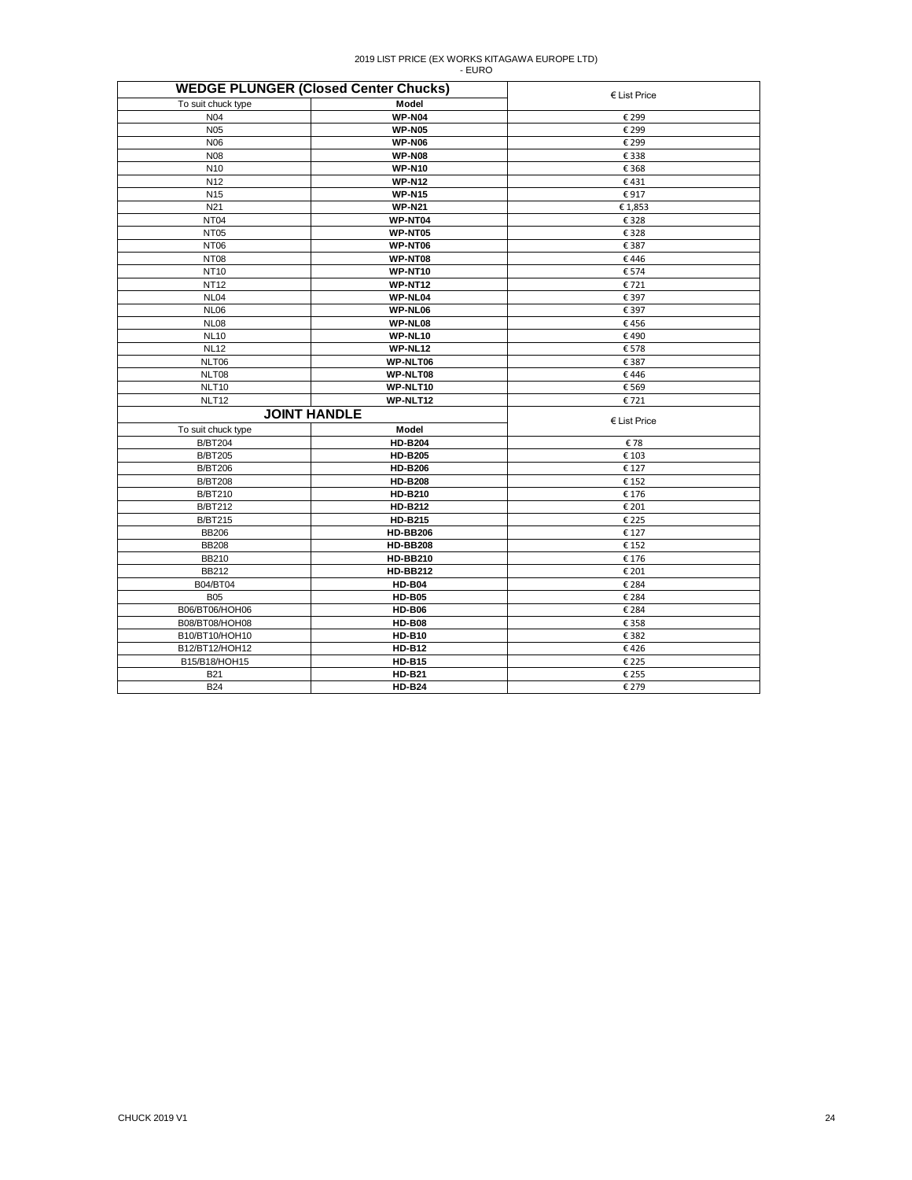2019 LIST PRICE (EX WORKS KITAGAWA EUROPE LTD) - EURO

| WEDGE PLUNGER (Closed Center Chucks) | | € List Price |
|---|---|---|
| To suit chuck type | Model | |
| N04 | **WP-N04** | € 299 |
| N05 | **WP-N05** | € 299 |
| N06 | **WP-N06** | € 299 |
| N08 | **WP-N08** | € 338 |
| N10 | **WP-N10** | € 368 |
| N12 | **WP-N12** | € 431 |
| N15 | **WP-N15** | € 917 |
| N21 | **WP-N21** | € 1,853 |
| NT04 | **WP-NT04** | € 328 |
| NT05 | **WP-NT05** | € 328 |
| NT06 | **WP-NT06** | € 387 |
| NT08 | **WP-NT08** | € 446 |
| NT10 | **WP-NT10** | € 574 |
| NT12 | **WP-NT12** | € 721 |
| NL04 | **WP-NL04** | € 397 |
| NL06 | **WP-NL06** | € 397 |
| NL08 | **WP-NL08** | € 456 |
| NL10 | **WP-NL10** | € 490 |
| NL12 | **WP-NL12** | € 578 |
| NLT06 | **WP-NLT06** | € 387 |
| NLT08 | **WP-NLT08** | € 446 |
| NLT10 | **WP-NLT10** | € 569 |
| NLT12 | **WP-NLT12** | € 721 |

| JOINT HANDLE | | € List Price |
|---|---|---|
| To suit chuck type | Model | |
| B/BT204 | **HD-B204** | € 78 |
| B/BT205 | **HD-B205** | € 103 |
| B/BT206 | **HD-B206** | € 127 |
| B/BT208 | **HD-B208** | € 152 |
| B/BT210 | **HD-B210** | € 176 |
| B/BT212 | **HD-B212** | € 201 |
| B/BT215 | **HD-B215** | € 225 |
| BB206 | **HD-BB206** | € 127 |
| BB208 | **HD-BB208** | € 152 |
| BB210 | **HD-BB210** | € 176 |
| BB212 | **HD-BB212** | € 201 |
| B04/BT04 | **HD-B04** | € 284 |
| B05 | **HD-B05** | € 284 |
| B06/BT06/HOH06 | **HD-B06** | € 284 |
| B08/BT08/HOH08 | **HD-B08** | € 358 |
| B10/BT10/HOH10 | **HD-B10** | € 382 |
| B12/BT12/HOH12 | **HD-B12** | € 426 |
| B15/B18/HOH15 | **HD-B15** | € 225 |
| B21 | **HD-B21** | € 255 |
| B24 | **HD-B24** | € 279 |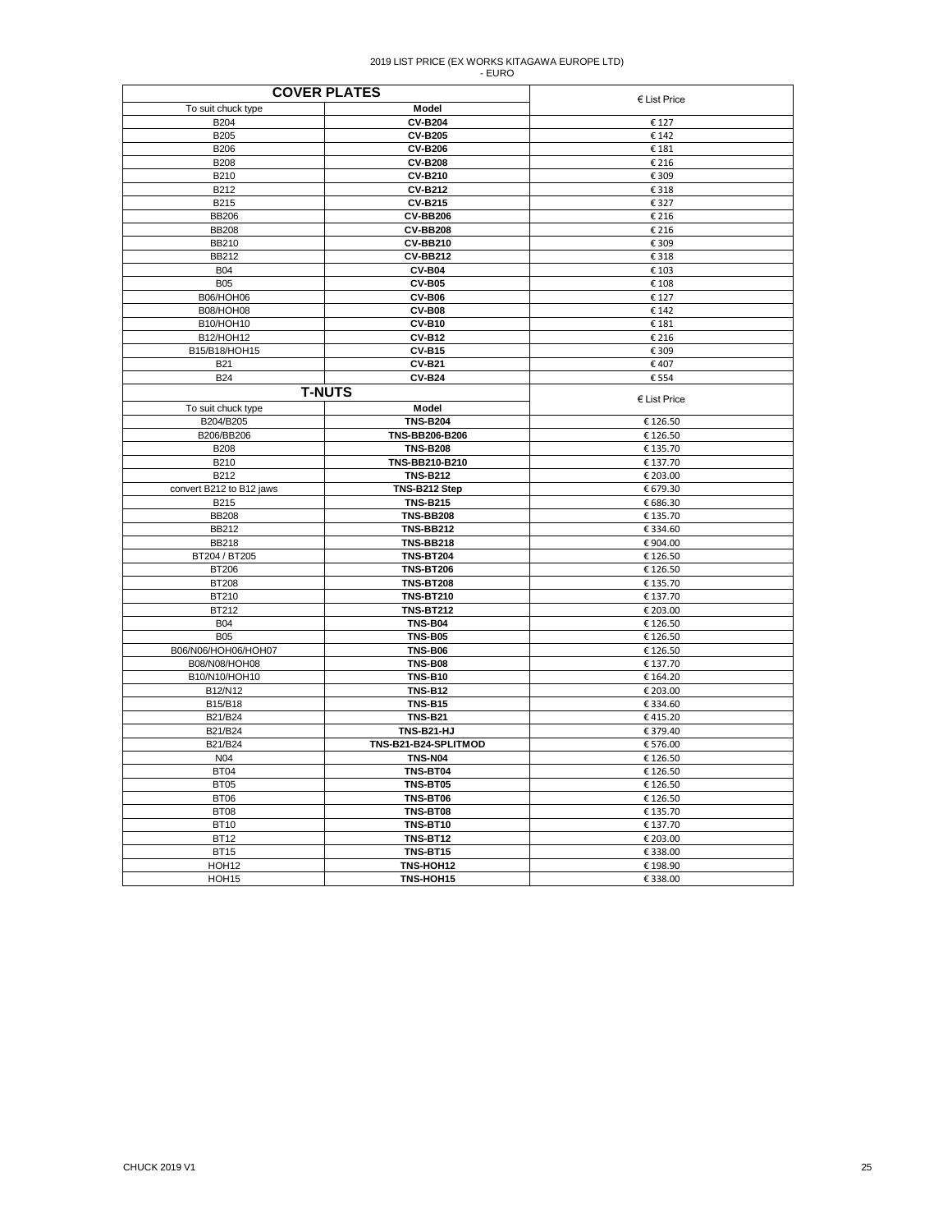2019 LIST PRICE (EX WORKS KITAGAWA EUROPE LTD) - EURO

| COVER PLATES | | € List Price |
|---|---|---|
| To suit chuck type | Model | |
| B204 | **CV-B204** | € 127 |
| B205 | **CV-B205** | € 142 |
| B206 | **CV-B206** | € 181 |
| B208 | **CV-B208** | € 216 |
| B210 | **CV-B210** | € 309 |
| B212 | **CV-B212** | € 318 |
| B215 | **CV-B215** | € 327 |
| BB206 | **CV-BB206** | € 216 |
| BB208 | **CV-BB208** | € 216 |
| BB210 | **CV-BB210** | € 309 |
| BB212 | **CV-BB212** | € 318 |
| B04 | **CV-B04** | € 103 |
| B05 | **CV-B05** | € 108 |
| B06/HOH06 | **CV-B06** | € 127 |
| B08/HOH08 | **CV-B08** | € 142 |
| B10/HOH10 | **CV-B10** | € 181 |
| B12/HOH12 | **CV-B12** | € 216 |
| B15/B18/HOH15 | **CV-B15** | € 309 |
| B21 | **CV-B21** | € 407 |
| B24 | **CV-B24** | € 554 |

| T-NUTS | | € List Price |
|---|---|---|
| To suit chuck type | Model | |
| B204/B205 | **TNS-B204** | € 126.50 |
| B206/BB206 | **TNS-BB206-B206** | € 126.50 |
| B208 | **TNS-B208** | € 135.70 |
| B210 | **TNS-BB210-B210** | € 137.70 |
| B212 | **TNS-B212** | € 203.00 |
| convert B212 to B12 jaws | **TNS-B212 Step** | € 679.30 |
| B215 | **TNS-B215** | € 686.30 |
| BB208 | **TNS-BB208** | € 135.70 |
| BB212 | **TNS-BB212** | € 334.60 |
| BB218 | **TNS-BB218** | € 904.00 |
| BT204 / BT205 | **TNS-BT204** | € 126.50 |
| BT206 | **TNS-BT206** | € 126.50 |
| BT208 | **TNS-BT208** | € 135.70 |
| BT210 | **TNS-BT210** | € 137.70 |
| BT212 | **TNS-BT212** | € 203.00 |
| B04 | **TNS-B04** | € 126.50 |
| B05 | **TNS-B05** | € 126.50 |
| B06/N06/HOH06/HOH07 | **TNS-B06** | € 126.50 |
| B08/N08/HOH08 | **TNS-B08** | € 137.70 |
| B10/N10/HOH10 | **TNS-B10** | € 164.20 |
| B12/N12 | **TNS-B12** | € 203.00 |
| B15/B18 | **TNS-B15** | € 334.60 |
| B21/B24 | **TNS-B21** | € 415.20 |
| B21/B24 | **TNS-B21-HJ** | € 379.40 |
| B21/B24 | **TNS-B21-B24-SPLITMOD** | € 576.00 |
| N04 | **TNS-N04** | € 126.50 |
| BT04 | **TNS-BT04** | € 126.50 |
| BT05 | **TNS-BT05** | € 126.50 |
| BT06 | **TNS-BT06** | € 126.50 |
| BT08 | **TNS-BT08** | € 135.70 |
| BT10 | **TNS-BT10** | € 137.70 |
| BT12 | **TNS-BT12** | € 203.00 |
| BT15 | **TNS-BT15** | € 338.00 |
| HOH12 | **TNS-HOH12** | € 198.90 |
| HOH15 | **TNS-HOH15** | € 338.00 |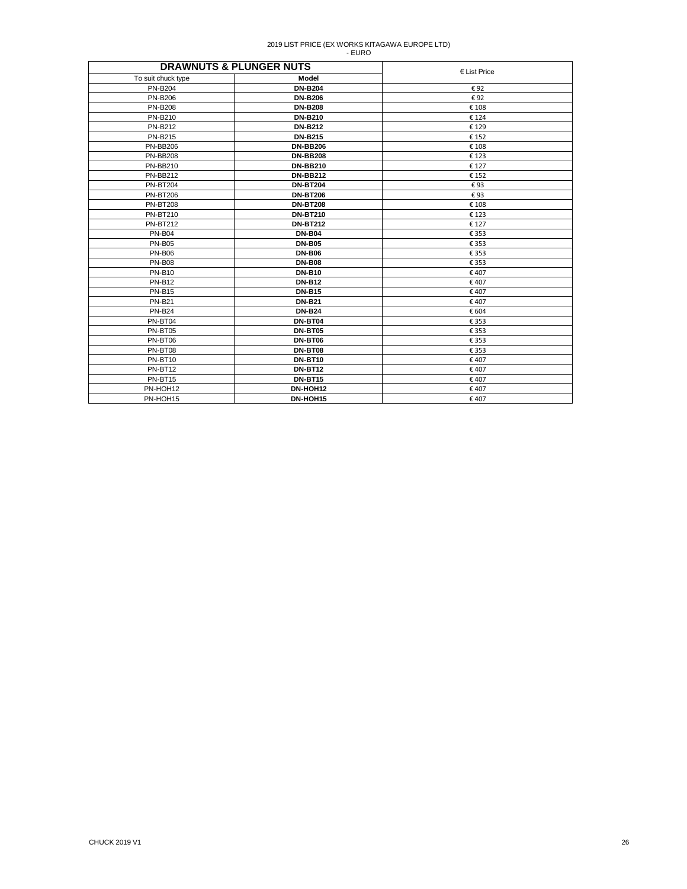2019 LIST PRICE (EX WORKS KITAGAWA EUROPE LTD) - EURO

| DRAWNUTS & PLUNGER NUTS | | € List Price |
|---|---|---|
| To suit chuck type | **Model** | |
| PN-B204 | **DN-B204** | € 92 |
| PN-B206 | **DN-B206** | € 92 |
| PN-B208 | **DN-B208** | € 108 |
| PN-B210 | **DN-B210** | € 124 |
| PN-B212 | **DN-B212** | € 129 |
| PN-B215 | **DN-B215** | € 152 |
| PN-BB206 | **DN-BB206** | € 108 |
| PN-BB208 | **DN-BB208** | € 123 |
| PN-BB210 | **DN-BB210** | € 127 |
| PN-BB212 | **DN-BB212** | € 152 |
| PN-BT204 | **DN-BT204** | € 93 |
| PN-BT206 | **DN-BT206** | € 93 |
| PN-BT208 | **DN-BT208** | € 108 |
| PN-BT210 | **DN-BT210** | € 123 |
| PN-BT212 | **DN-BT212** | € 127 |
| PN-B04 | **DN-B04** | € 353 |
| PN-B05 | **DN-B05** | € 353 |
| PN-B06 | **DN-B06** | € 353 |
| PN-B08 | **DN-B08** | € 353 |
| PN-B10 | **DN-B10** | € 407 |
| PN-B12 | **DN-B12** | € 407 |
| PN-B15 | **DN-B15** | € 407 |
| PN-B21 | **DN-B21** | € 407 |
| PN-B24 | **DN-B24** | € 604 |
| PN-BT04 | **DN-BT04** | € 353 |
| PN-BT05 | **DN-BT05** | € 353 |
| PN-BT06 | **DN-BT06** | € 353 |
| PN-BT08 | **DN-BT08** | € 353 |
| PN-BT10 | **DN-BT10** | € 407 |
| PN-BT12 | **DN-BT12** | € 407 |
| PN-BT15 | **DN-BT15** | € 407 |
| PN-HOH12 | **DN-HOH12** | € 407 |
| PN-HOH15 | **DN-HOH15** | € 407 |

CHUCK 2019 V1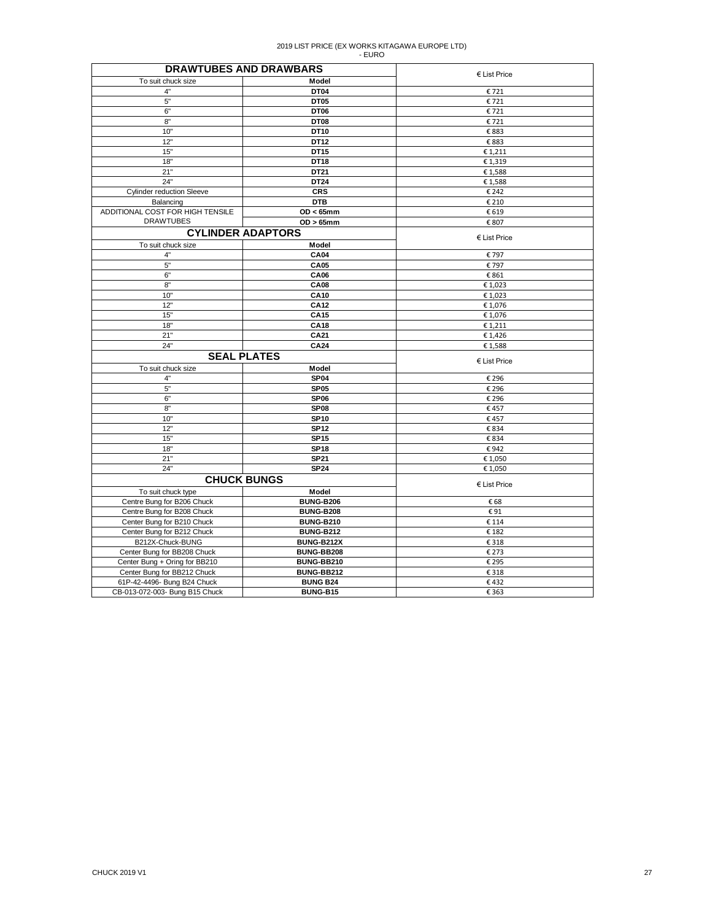2019 LIST PRICE (EX WORKS KITAGAWA EUROPE LTD) - EURO

| DRAWTUBES AND DRAWBARS | | € List Price |
|---|---|---|
| To suit chuck size | Model | |
| 4" | **DT04** | € 721 |
| 5" | **DT05** | € 721 |
| 6" | **DT06** | € 721 |
| 8" | **DT08** | € 721 |
| 10" | **DT10** | € 883 |
| 12" | **DT12** | € 883 |
| 15" | **DT15** | € 1,211 |
| 18" | **DT18** | € 1,319 |
| 21" | **DT21** | € 1,588 |
| 24" | **DT24** | € 1,588 |
| Cylinder reduction Sleeve | **CRS** | € 242 |
| Balancing | **DTB** | € 210 |
| ADDITIONAL COST FOR HIGH TENSILE DRAWTUBES | **OD < 65mm** | € 619 |
| | **OD > 65mm** | € 807 |
| **CYLINDER ADAPTORS** | | € List Price |
| To suit chuck size | Model | |
| 4" | **CA04** | € 797 |
| 5" | **CA05** | € 797 |
| 6" | **CA06** | € 861 |
| 8" | **CA08** | € 1,023 |
| 10" | **CA10** | € 1,023 |
| 12" | **CA12** | € 1,076 |
| 15" | **CA15** | € 1,076 |
| 18" | **CA18** | € 1,211 |
| 21" | **CA21** | € 1,426 |
| 24" | **CA24** | € 1,588 |
| **SEAL PLATES** | | € List Price |
| To suit chuck size | Model | |
| 4" | **SP04** | € 296 |
| 5" | **SP05** | € 296 |
| 6" | **SP06** | € 296 |
| 8" | **SP08** | € 457 |
| 10" | **SP10** | € 457 |
| 12" | **SP12** | € 834 |
| 15" | **SP15** | € 834 |
| 18" | **SP18** | € 942 |
| 21" | **SP21** | € 1,050 |
| 24" | **SP24** | € 1,050 |
| **CHUCK BUNGS** | | € List Price |
| To suit chuck type | Model | |
| Centre Bung for B206 Chuck | **BUNG-B206** | € 68 |
| Centre Bung for B208 Chuck | **BUNG-B208** | € 91 |
| Center Bung for B210 Chuck | **BUNG-B210** | € 114 |
| Center Bung for B212 Chuck | **BUNG-B212** | € 182 |
| B212X-Chuck-BUNG | **BUNG-B212X** | € 318 |
| Center Bung for BB208 Chuck | **BUNG-BB208** | € 273 |
| Center Bung + Oring for BB210 | **BUNG-BB210** | € 295 |
| Center Bung for BB212 Chuck | **BUNG-BB212** | € 318 |
| 61P-42-4496- Bung B24 Chuck | **BUNG B24** | € 432 |
| CB-013-072-003- Bung B15 Chuck | **BUNG-B15** | € 363 |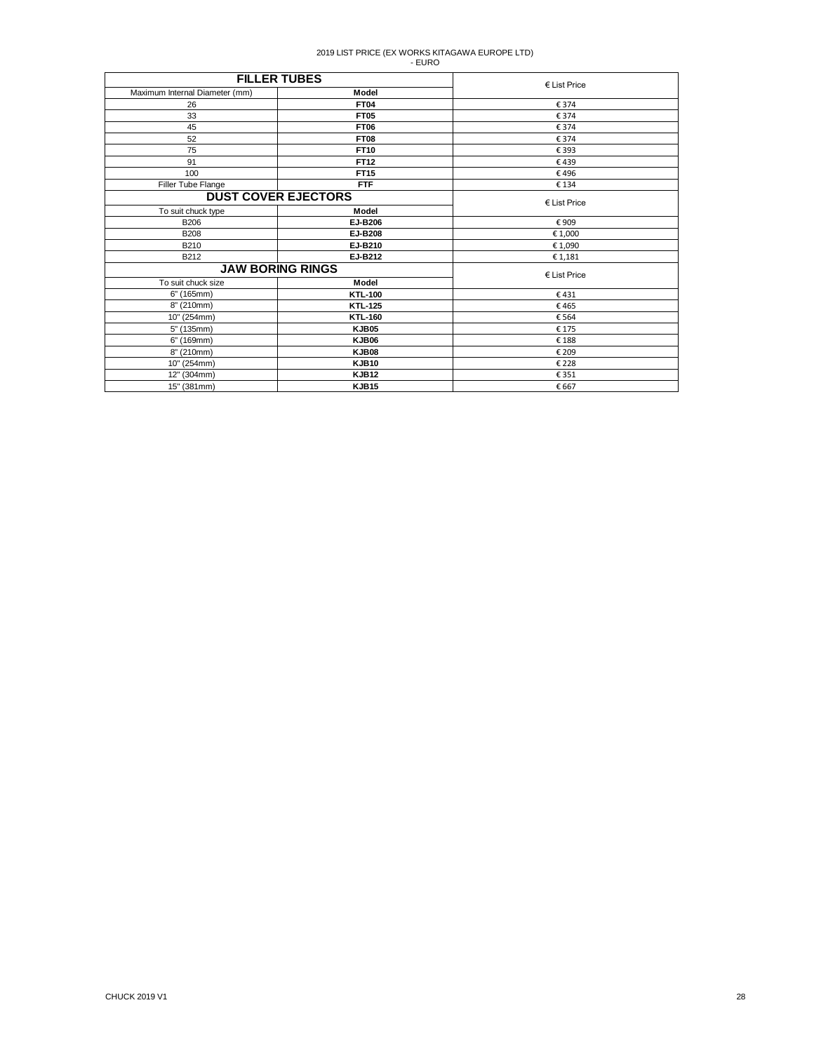2019 LIST PRICE (EX WORKS KITAGAWA EUROPE LTD) - EURO

| FILLER TUBES | | € List Price |
|---|---|---|
| Maximum Internal Diameter (mm) | Model | |
| 26 | **FT04** | € 374 |
| 33 | **FT05** | € 374 |
| 45 | **FT06** | € 374 |
| 52 | **FT08** | € 374 |
| 75 | **FT10** | € 393 |
| 91 | **FT12** | € 439 |
| 100 | **FT15** | € 496 |
| Filler Tube Flange | **FTF** | € 134 |

| DUST COVER EJECTORS | | € List Price |
|---|---|---|
| To suit chuck type | Model | |
| B206 | **EJ-B206** | € 909 |
| B208 | **EJ-B208** | € 1,000 |
| B210 | **EJ-B210** | € 1,090 |
| B212 | **EJ-B212** | € 1,181 |

| JAW BORING RINGS | | € List Price |
|---|---|---|
| To suit chuck size | Model | |
| 6" (165mm) | **KTL-100** | € 431 |
| 8" (210mm) | **KTL-125** | € 465 |
| 10" (254mm) | **KTL-160** | € 564 |
| 5" (135mm) | **KJB05** | € 175 |
| 6" (169mm) | **KJB06** | € 188 |
| 8" (210mm) | **KJB08** | € 209 |
| 10" (254mm) | **KJB10** | € 228 |
| 12" (304mm) | **KJB12** | € 351 |
| 15" (381mm) | **KJB15** | € 667 |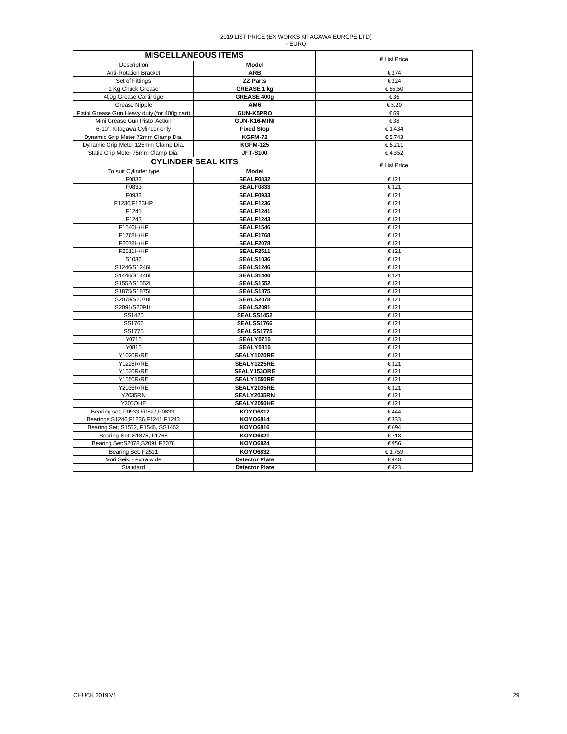2019 LIST PRICE (EX WORKS KITAGAWA EUROPE LTD) - EURO

| MISCELLANEOUS ITEMS | | € List Price |
|---|---|---|
| Description | Model | |
| Anti-Rotation Bracket | **ARB** | € 274 |
| Set of Fittings | **ZZ Parts** | € 224 |
| 1 Kg Chuck Grease | **GREASE 1 kg** | € 85.50 |
| 400g Grease Cartiridge | **GREASE 400g** | € 36 |
| Grease Nipple | **AM6** | € 5.20 |
| Pistol Grease Gun Heavy duty (for 400g cart) | **GUN-K5PRO** | € 69 |
| Mini Grease Gun Pistol Action | **GUN-K16-MINI** | € 38 |
| 6-10", Kitagawa Cylinder only | **Fixed Stop** | € 1,434 |
| Dynamic Grip Meter 72mm Clamp Dia. | **KGFM-72** | € 5,743 |
| Dynamic Grip Meter 125mm Clamp Dia. | **KGFM-125** | € 6,211 |
| Static Grip Meter 75mm Clamp Dia. | **JFT-S100** | € 4,352 |
| **CYLINDER SEAL KITS** | | € List Price |
| To suit Cylinder type | Model | |
| F0832 | **SEALF0832** | € 121 |
| F0833 | **SEALF0833** | € 121 |
| F0933 | **SEALF0933** | € 121 |
| F1236/F123HP | **SEALF1236** | € 121 |
| F1241 | **SEALF1241** | € 121 |
| F1243 | **SEALF1243** | € 121 |
| F1546H/HP | **SEALF1546** | € 121 |
| F1768H/HP | **SEALF1768** | € 121 |
| F2078H/HP | **SEALF2078** | € 121 |
| F2511H/HP | **SEALF2511** | € 121 |
| S1036 | **SEALS1036** | € 121 |
| S1246/S1246L | **SEALS1246** | € 121 |
| S1446/S1446L | **SEALS1446** | € 121 |
| S1552/S1552L | **SEALS1552** | € 121 |
| S1875/S1875L | **SEALS1875** | € 121 |
| S2078/S2078L | **SEALS2078** | € 121 |
| S2091/S2091L | **SEALS2091** | € 121 |
| SS1425 | **SEALSS1452** | € 121 |
| SS1766 | **SEALSS1766** | € 121 |
| SS1775 | **SEALSS1775** | € 121 |
| Y0715 | **SEALY0715** | € 121 |
| Y0815 | **SEALY0815** | € 121 |
| Y1020R/RE | **SEALY1020RE** | € 121 |
| Y1225R/RE | **SEALY1225RE** | € 121 |
| Y1530R/RE | **SEALY153ORE** | € 121 |
| Y1550R/RE | **SEALY1550RE** | € 121 |
| Y2035R/RE | **SEALY2035RE** | € 121 |
| Y2035RN | **SEALY2035RN** | € 121 |
| Y205OHE | **SEALY2050HE** | € 121 |
| Bearing set; F0933,F0827,F0833 | **KOYO6812** | € 444 |
| Bearings;S1246,F1236,F1241,F1243 | **KOYO6814** | € 333 |
| Bearing Set; S1552, F1546, SS1452 | **KOYO6816** | € 694 |
| Bearing Set: S1875, F1768 | **KOYO6821** | € 718 |
| Bearing Set:S2078,S2091,F2078 | **KOYO6824** | € 956 |
| Bearing Set: F2511 | **KOYO6832** | € 1,759 |
| Mori Seiki - extra wide | **Detector Plate** | € 448 |
| Standard | **Detector Plate** | € 423 |

CHUCK 2019 V1